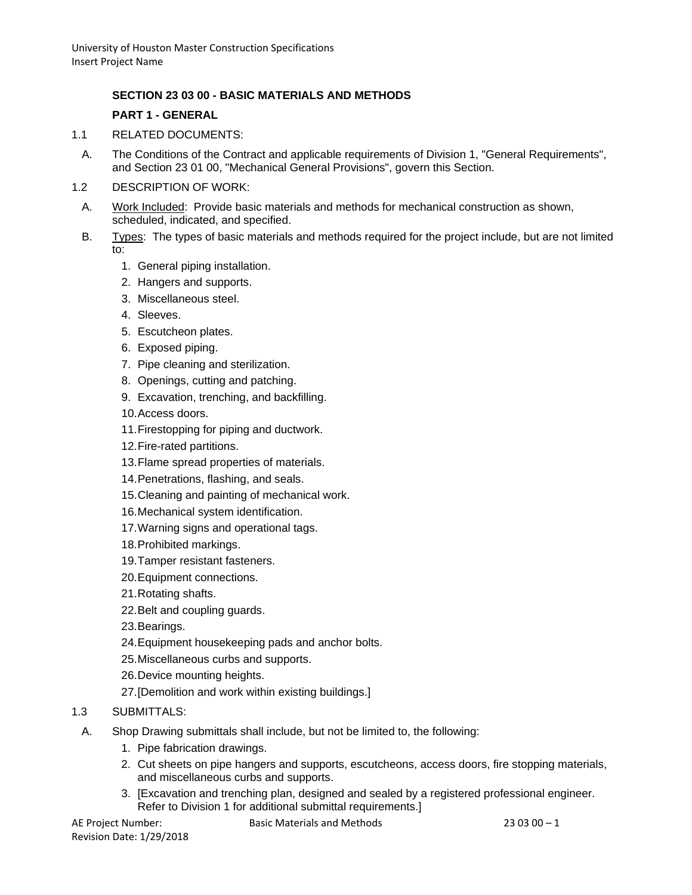## SECTION 23 03 00 - BASIC MATERIALS AND METHODS

### PART 1 - GENERAL

1.1 RELATED DOCUMENTS:

A. The Conditions of the Contract and applicable requirements of Division 1, "General Requirements", and Section 23 01 00, "Mechanical General Provisions", govern this Section.

1.2 DESCRIPTION OF WORK:

A. Work Included: Provide basic materials and methods for mechanical construction as shown, scheduled, indicated, and specified.

B. Types: The types of basic materials and methods required for the project include, but are not limited to:

1. General piping installation.
2. Hangers and supports.
3. Miscellaneous steel.
4. Sleeves.
5. Escutcheon plates.
6. Exposed piping.
7. Pipe cleaning and sterilization.
8. Openings, cutting and patching.
9. Excavation, trenching, and backfilling.
10. Access doors.
11. Firestopping for piping and ductwork.
12. Fire-rated partitions.
13. Flame spread properties of materials.
14. Penetrations, flashing, and seals.
15. Cleaning and painting of mechanical work.
16. Mechanical system identification.
17. Warning signs and operational tags.
18. Prohibited markings.
19. Tamper resistant fasteners.
20. Equipment connections.
21. Rotating shafts.
22. Belt and coupling guards.
23. Bearings.
24. Equipment housekeeping pads and anchor bolts.
25. Miscellaneous curbs and supports.
26. Device mounting heights.
27. [Demolition and work within existing buildings.]

1.3 SUBMITTALS:

A. Shop Drawing submittals shall include, but not be limited to, the following:

1. Pipe fabrication drawings.
2. Cut sheets on pipe hangers and supports, escutcheons, access doors, fire stopping materials, and miscellaneous curbs and supports.
3. [Excavation and trenching plan, designed and sealed by a registered professional engineer. Refer to Division 1 for additional submittal requirements.]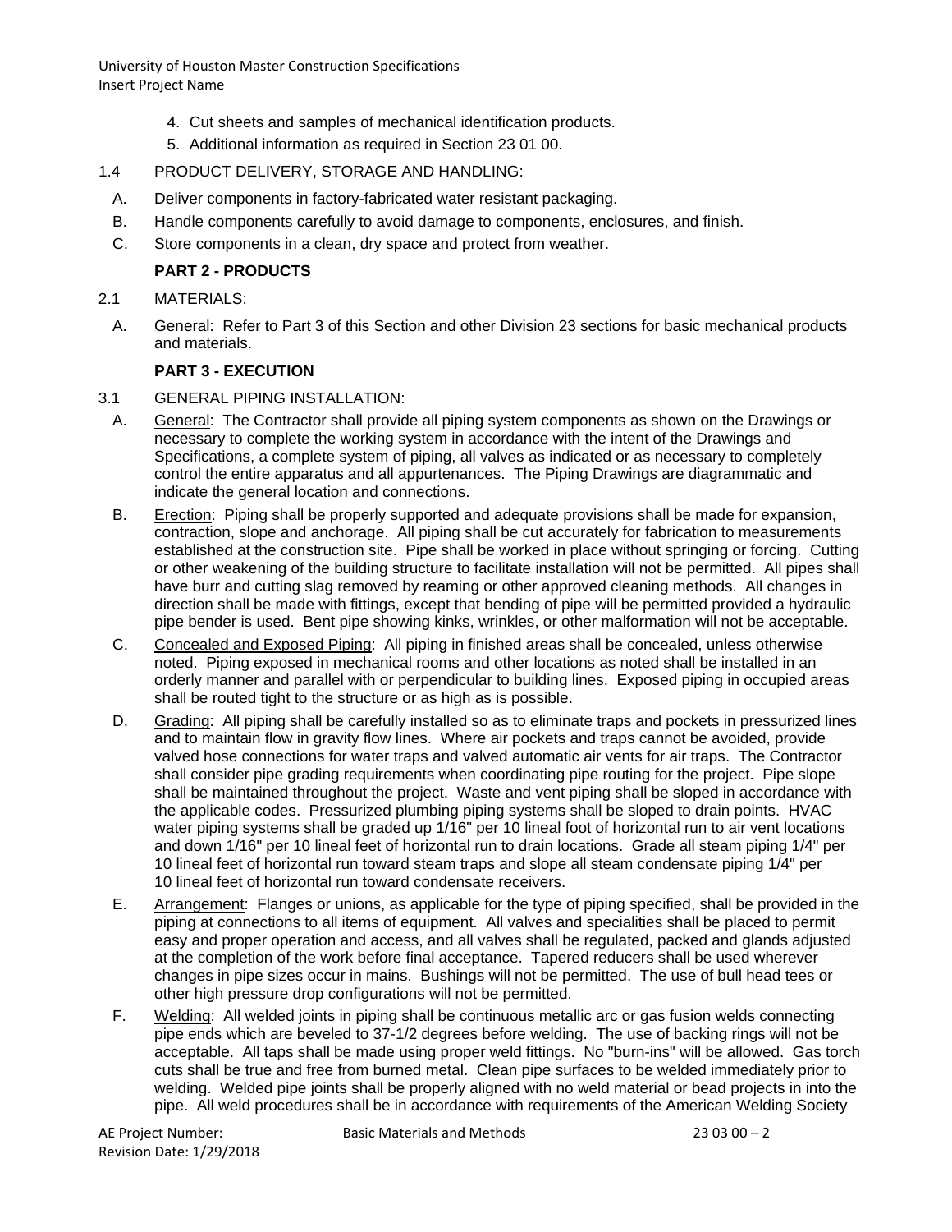4. Cut sheets and samples of mechanical identification products.
5. Additional information as required in Section 23 01 00.

1.4 PRODUCT DELIVERY, STORAGE AND HANDLING:

A. Deliver components in factory-fabricated water resistant packaging.

B. Handle components carefully to avoid damage to components, enclosures, and finish.

C. Store components in a clean, dry space and protect from weather.

## PART 2 - PRODUCTS

2.1 MATERIALS:

A. General: Refer to Part 3 of this Section and other Division 23 sections for basic mechanical products and materials.

## PART 3 - EXECUTION

3.1 GENERAL PIPING INSTALLATION:

A. General: The Contractor shall provide all piping system components as shown on the Drawings or necessary to complete the working system in accordance with the intent of the Drawings and Specifications, a complete system of piping, all valves as indicated or as necessary to completely control the entire apparatus and all appurtenances. The Piping Drawings are diagrammatic and indicate the general location and connections.

B. Erection: Piping shall be properly supported and adequate provisions shall be made for expansion, contraction, slope and anchorage. All piping shall be cut accurately for fabrication to measurements established at the construction site. Pipe shall be worked in place without springing or forcing. Cutting or other weakening of the building structure to facilitate installation will not be permitted. All pipes shall have burr and cutting slag removed by reaming or other approved cleaning methods. All changes in direction shall be made with fittings, except that bending of pipe will be permitted provided a hydraulic pipe bender is used. Bent pipe showing kinks, wrinkles, or other malformation will not be acceptable.

C. Concealed and Exposed Piping: All piping in finished areas shall be concealed, unless otherwise noted. Piping exposed in mechanical rooms and other locations as noted shall be installed in an orderly manner and parallel with or perpendicular to building lines. Exposed piping in occupied areas shall be routed tight to the structure or as high as is possible.

D. Grading: All piping shall be carefully installed so as to eliminate traps and pockets in pressurized lines and to maintain flow in gravity flow lines. Where air pockets and traps cannot be avoided, provide valved hose connections for water traps and valved automatic air vents for air traps. The Contractor shall consider pipe grading requirements when coordinating pipe routing for the project. Pipe slope shall be maintained throughout the project. Waste and vent piping shall be sloped in accordance with the applicable codes. Pressurized plumbing piping systems shall be sloped to drain points. HVAC water piping systems shall be graded up 1/16" per 10 lineal foot of horizontal run to air vent locations and down 1/16" per 10 lineal feet of horizontal run to drain locations. Grade all steam piping 1/4" per 10 lineal feet of horizontal run toward steam traps and slope all steam condensate piping 1/4" per 10 lineal feet of horizontal run toward condensate receivers.

E. Arrangement: Flanges or unions, as applicable for the type of piping specified, shall be provided in the piping at connections to all items of equipment. All valves and specialities shall be placed to permit easy and proper operation and access, and all valves shall be regulated, packed and glands adjusted at the completion of the work before final acceptance. Tapered reducers shall be used wherever changes in pipe sizes occur in mains. Bushings will not be permitted. The use of bull head tees or other high pressure drop configurations will not be permitted.

F. Welding: All welded joints in piping shall be continuous metallic arc or gas fusion welds connecting pipe ends which are beveled to 37-1/2 degrees before welding. The use of backing rings will not be acceptable. All taps shall be made using proper weld fittings. No "burn-ins" will be allowed. Gas torch cuts shall be true and free from burned metal. Clean pipe surfaces to be welded immediately prior to welding. Welded pipe joints shall be properly aligned with no weld material or bead projects in into the pipe. All weld procedures shall be in accordance with requirements of the American Welding Society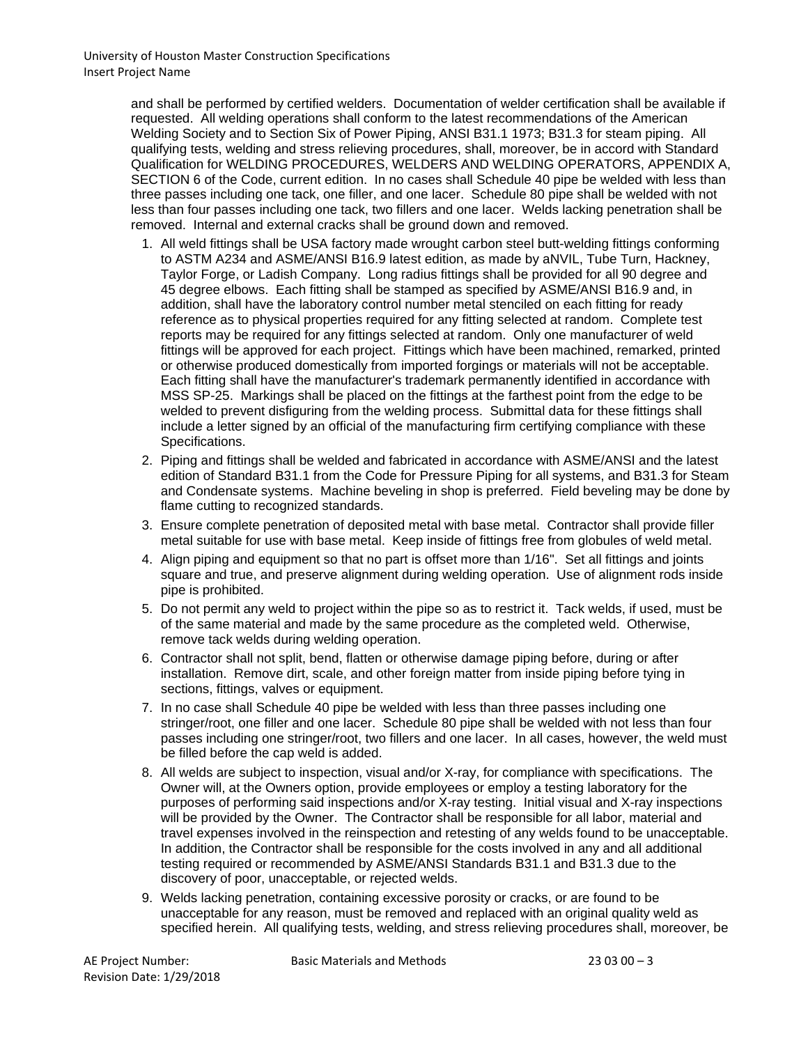and shall be performed by certified welders. Documentation of welder certification shall be available if requested. All welding operations shall conform to the latest recommendations of the American Welding Society and to Section Six of Power Piping, ANSI B31.1 1973; B31.3 for steam piping. All qualifying tests, welding and stress relieving procedures, shall, moreover, be in accord with Standard Qualification for WELDING PROCEDURES, WELDERS AND WELDING OPERATORS, APPENDIX A, SECTION 6 of the Code, current edition. In no cases shall Schedule 40 pipe be welded with less than three passes including one tack, one filler, and one lacer. Schedule 80 pipe shall be welded with not less than four passes including one tack, two fillers and one lacer. Welds lacking penetration shall be removed. Internal and external cracks shall be ground down and removed.

1. All weld fittings shall be USA factory made wrought carbon steel butt-welding fittings conforming to ASTM A234 and ASME/ANSI B16.9 latest edition, as made by aNVIL, Tube Turn, Hackney, Taylor Forge, or Ladish Company. Long radius fittings shall be provided for all 90 degree and 45 degree elbows. Each fitting shall be stamped as specified by ASME/ANSI B16.9 and, in addition, shall have the laboratory control number metal stenciled on each fitting for ready reference as to physical properties required for any fitting selected at random. Complete test reports may be required for any fittings selected at random. Only one manufacturer of weld fittings will be approved for each project. Fittings which have been machined, remarked, printed or otherwise produced domestically from imported forgings or materials will not be acceptable. Each fitting shall have the manufacturer's trademark permanently identified in accordance with MSS SP-25. Markings shall be placed on the fittings at the farthest point from the edge to be welded to prevent disfiguring from the welding process. Submittal data for these fittings shall include a letter signed by an official of the manufacturing firm certifying compliance with these Specifications.
2. Piping and fittings shall be welded and fabricated in accordance with ASME/ANSI and the latest edition of Standard B31.1 from the Code for Pressure Piping for all systems, and B31.3 for Steam and Condensate systems. Machine beveling in shop is preferred. Field beveling may be done by flame cutting to recognized standards.
3. Ensure complete penetration of deposited metal with base metal. Contractor shall provide filler metal suitable for use with base metal. Keep inside of fittings free from globules of weld metal.
4. Align piping and equipment so that no part is offset more than 1/16". Set all fittings and joints square and true, and preserve alignment during welding operation. Use of alignment rods inside pipe is prohibited.
5. Do not permit any weld to project within the pipe so as to restrict it. Tack welds, if used, must be of the same material and made by the same procedure as the completed weld. Otherwise, remove tack welds during welding operation.
6. Contractor shall not split, bend, flatten or otherwise damage piping before, during or after installation. Remove dirt, scale, and other foreign matter from inside piping before tying in sections, fittings, valves or equipment.
7. In no case shall Schedule 40 pipe be welded with less than three passes including one stringer/root, one filler and one lacer. Schedule 80 pipe shall be welded with not less than four passes including one stringer/root, two fillers and one lacer. In all cases, however, the weld must be filled before the cap weld is added.
8. All welds are subject to inspection, visual and/or X-ray, for compliance with specifications. The Owner will, at the Owners option, provide employees or employ a testing laboratory for the purposes of performing said inspections and/or X-ray testing. Initial visual and X-ray inspections will be provided by the Owner. The Contractor shall be responsible for all labor, material and travel expenses involved in the reinspection and retesting of any welds found to be unacceptable. In addition, the Contractor shall be responsible for the costs involved in any and all additional testing required or recommended by ASME/ANSI Standards B31.1 and B31.3 due to the discovery of poor, unacceptable, or rejected welds.
9. Welds lacking penetration, containing excessive porosity or cracks, or are found to be unacceptable for any reason, must be removed and replaced with an original quality weld as specified herein. All qualifying tests, welding, and stress relieving procedures shall, moreover, be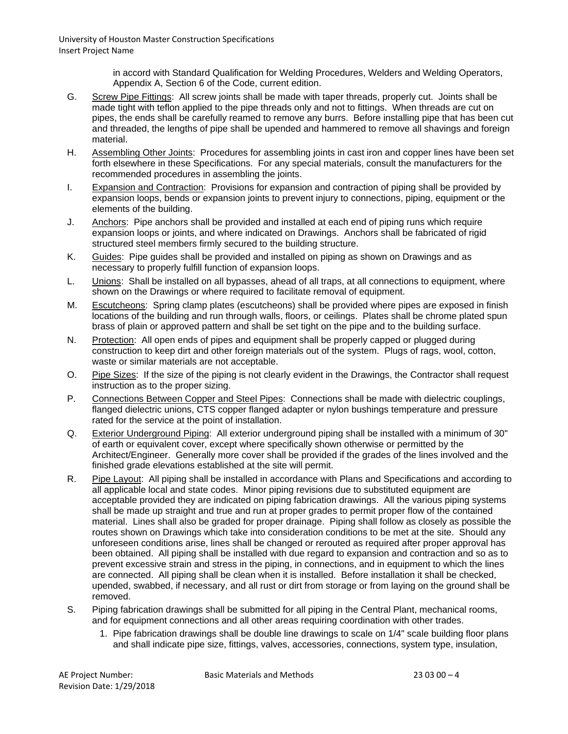in accord with Standard Qualification for Welding Procedures, Welders and Welding Operators, Appendix A, Section 6 of the Code, current edition.

G. Screw Pipe Fittings: All screw joints shall be made with taper threads, properly cut. Joints shall be made tight with teflon applied to the pipe threads only and not to fittings. When threads are cut on pipes, the ends shall be carefully reamed to remove any burrs. Before installing pipe that has been cut and threaded, the lengths of pipe shall be upended and hammered to remove all shavings and foreign material.

H. Assembling Other Joints: Procedures for assembling joints in cast iron and copper lines have been set forth elsewhere in these Specifications. For any special materials, consult the manufacturers for the recommended procedures in assembling the joints.

I. Expansion and Contraction: Provisions for expansion and contraction of piping shall be provided by expansion loops, bends or expansion joints to prevent injury to connections, piping, equipment or the elements of the building.

J. Anchors: Pipe anchors shall be provided and installed at each end of piping runs which require expansion loops or joints, and where indicated on Drawings. Anchors shall be fabricated of rigid structured steel members firmly secured to the building structure.

K. Guides: Pipe guides shall be provided and installed on piping as shown on Drawings and as necessary to properly fulfill function of expansion loops.

L. Unions: Shall be installed on all bypasses, ahead of all traps, at all connections to equipment, where shown on the Drawings or where required to facilitate removal of equipment.

M. Escutcheons: Spring clamp plates (escutcheons) shall be provided where pipes are exposed in finish locations of the building and run through walls, floors, or ceilings. Plates shall be chrome plated spun brass of plain or approved pattern and shall be set tight on the pipe and to the building surface.

N. Protection: All open ends of pipes and equipment shall be properly capped or plugged during construction to keep dirt and other foreign materials out of the system. Plugs of rags, wool, cotton, waste or similar materials are not acceptable.

O. Pipe Sizes: If the size of the piping is not clearly evident in the Drawings, the Contractor shall request instruction as to the proper sizing.

P. Connections Between Copper and Steel Pipes: Connections shall be made with dielectric couplings, flanged dielectric unions, CTS copper flanged adapter or nylon bushings temperature and pressure rated for the service at the point of installation.

Q. Exterior Underground Piping: All exterior underground piping shall be installed with a minimum of 30" of earth or equivalent cover, except where specifically shown otherwise or permitted by the Architect/Engineer. Generally more cover shall be provided if the grades of the lines involved and the finished grade elevations established at the site will permit.

R. Pipe Layout: All piping shall be installed in accordance with Plans and Specifications and according to all applicable local and state codes. Minor piping revisions due to substituted equipment are acceptable provided they are indicated on piping fabrication drawings. All the various piping systems shall be made up straight and true and run at proper grades to permit proper flow of the contained material. Lines shall also be graded for proper drainage. Piping shall follow as closely as possible the routes shown on Drawings which take into consideration conditions to be met at the site. Should any unforeseen conditions arise, lines shall be changed or rerouted as required after proper approval has been obtained. All piping shall be installed with due regard to expansion and contraction and so as to prevent excessive strain and stress in the piping, in connections, and in equipment to which the lines are connected. All piping shall be clean when it is installed. Before installation it shall be checked, upended, swabbed, if necessary, and all rust or dirt from storage or from laying on the ground shall be removed.

S. Piping fabrication drawings shall be submitted for all piping in the Central Plant, mechanical rooms, and for equipment connections and all other areas requiring coordination with other trades.

   1. Pipe fabrication drawings shall be double line drawings to scale on 1/4" scale building floor plans and shall indicate pipe size, fittings, valves, accessories, connections, system type, insulation,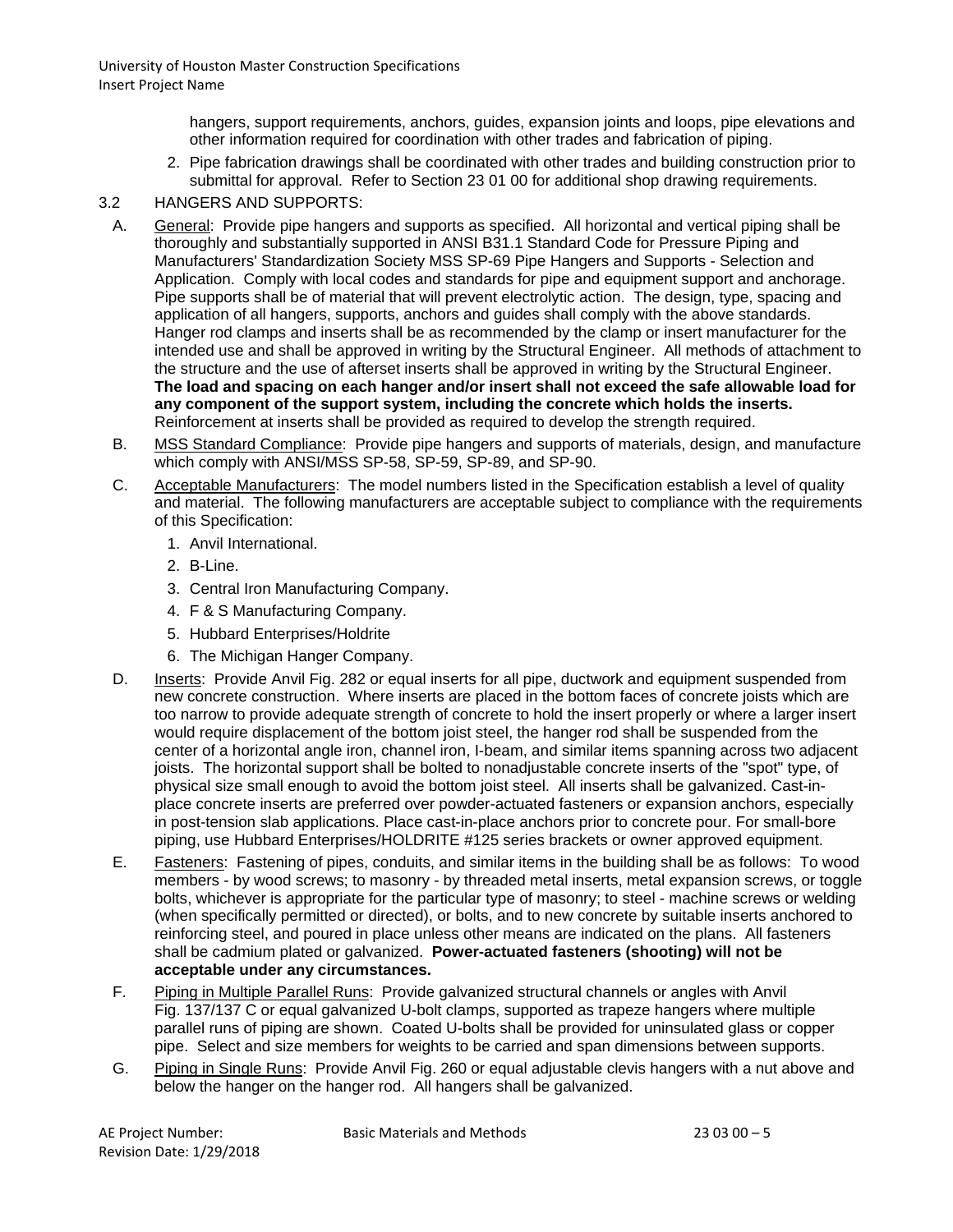hangers, support requirements, anchors, guides, expansion joints and loops, pipe elevations and other information required for coordination with other trades and fabrication of piping.

2. Pipe fabrication drawings shall be coordinated with other trades and building construction prior to submittal for approval. Refer to Section 23 01 00 for additional shop drawing requirements.

3.2 HANGERS AND SUPPORTS:

A. General: Provide pipe hangers and supports as specified. All horizontal and vertical piping shall be thoroughly and substantially supported in ANSI B31.1 Standard Code for Pressure Piping and Manufacturers' Standardization Society MSS SP-69 Pipe Hangers and Supports - Selection and Application. Comply with local codes and standards for pipe and equipment support and anchorage. Pipe supports shall be of material that will prevent electrolytic action. The design, type, spacing and application of all hangers, supports, anchors and guides shall comply with the above standards. Hanger rod clamps and inserts shall be as recommended by the clamp or insert manufacturer for the intended use and shall be approved in writing by the Structural Engineer. All methods of attachment to the structure and the use of afterset inserts shall be approved in writing by the Structural Engineer. **The load and spacing on each hanger and/or insert shall not exceed the safe allowable load for any component of the support system, including the concrete which holds the inserts.** Reinforcement at inserts shall be provided as required to develop the strength required.

B. MSS Standard Compliance: Provide pipe hangers and supports of materials, design, and manufacture which comply with ANSI/MSS SP-58, SP-59, SP-89, and SP-90.

C. Acceptable Manufacturers: The model numbers listed in the Specification establish a level of quality and material. The following manufacturers are acceptable subject to compliance with the requirements of this Specification:

1. Anvil International.
2. B-Line.
3. Central Iron Manufacturing Company.
4. F & S Manufacturing Company.
5. Hubbard Enterprises/Holdrite
6. The Michigan Hanger Company.

D. Inserts: Provide Anvil Fig. 282 or equal inserts for all pipe, ductwork and equipment suspended from new concrete construction. Where inserts are placed in the bottom faces of concrete joists which are too narrow to provide adequate strength of concrete to hold the insert properly or where a larger insert would require displacement of the bottom joist steel, the hanger rod shall be suspended from the center of a horizontal angle iron, channel iron, I-beam, and similar items spanning across two adjacent joists. The horizontal support shall be bolted to nonadjustable concrete inserts of the "spot" type, of physical size small enough to avoid the bottom joist steel. All inserts shall be galvanized. Cast-in-place concrete inserts are preferred over powder-actuated fasteners or expansion anchors, especially in post-tension slab applications. Place cast-in-place anchors prior to concrete pour. For small-bore piping, use Hubbard Enterprises/HOLDRITE #125 series brackets or owner approved equipment.

E. Fasteners: Fastening of pipes, conduits, and similar items in the building shall be as follows: To wood members - by wood screws; to masonry - by threaded metal inserts, metal expansion screws, or toggle bolts, whichever is appropriate for the particular type of masonry; to steel - machine screws or welding (when specifically permitted or directed), or bolts, and to new concrete by suitable inserts anchored to reinforcing steel, and poured in place unless other means are indicated on the plans. All fasteners shall be cadmium plated or galvanized. **Power-actuated fasteners (shooting) will not be acceptable under any circumstances.**

F. Piping in Multiple Parallel Runs: Provide galvanized structural channels or angles with Anvil Fig. 137/137 C or equal galvanized U-bolt clamps, supported as trapeze hangers where multiple parallel runs of piping are shown. Coated U-bolts shall be provided for uninsulated glass or copper pipe. Select and size members for weights to be carried and span dimensions between supports.

G. Piping in Single Runs: Provide Anvil Fig. 260 or equal adjustable clevis hangers with a nut above and below the hanger on the hanger rod. All hangers shall be galvanized.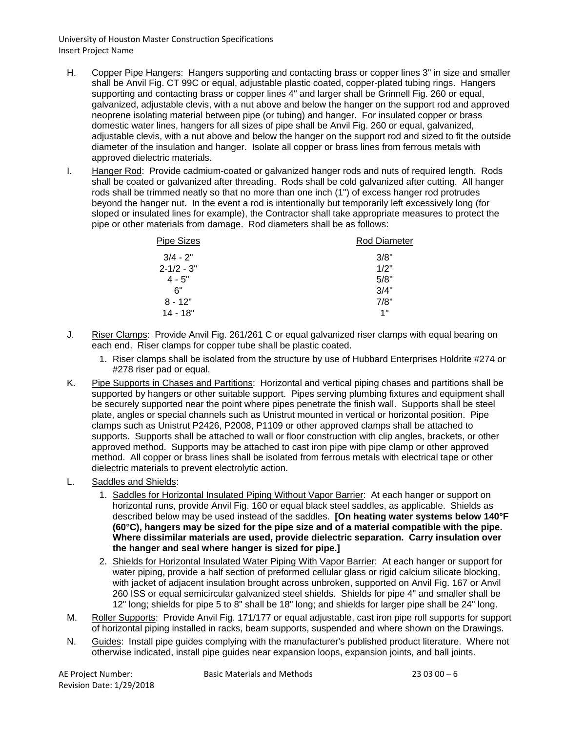H. Copper Pipe Hangers: Hangers supporting and contacting brass or copper lines 3" in size and smaller shall be Anvil Fig. CT 99C or equal, adjustable plastic coated, copper-plated tubing rings. Hangers supporting and contacting brass or copper lines 4" and larger shall be Grinnell Fig. 260 or equal, galvanized, adjustable clevis, with a nut above and below the hanger on the support rod and approved neoprene isolating material between pipe (or tubing) and hanger. For insulated copper or brass domestic water lines, hangers for all sizes of pipe shall be Anvil Fig. 260 or equal, galvanized, adjustable clevis, with a nut above and below the hanger on the support rod and sized to fit the outside diameter of the insulation and hanger. Isolate all copper or brass lines from ferrous metals with approved dielectric materials.

I. Hanger Rod: Provide cadmium-coated or galvanized hanger rods and nuts of required length. Rods shall be coated or galvanized after threading. Rods shall be cold galvanized after cutting. All hanger rods shall be trimmed neatly so that no more than one inch (1") of excess hanger rod protrudes beyond the hanger nut. In the event a rod is intentionally but temporarily left excessively long (for sloped or insulated lines for example), the Contractor shall take appropriate measures to protect the pipe or other materials from damage. Rod diameters shall be as follows:

| Pipe Sizes | Rod Diameter |
|---|---|
| 3/4 - 2" | 3/8" |
| 2-1/2 - 3" | 1/2" |
| 4 - 5" | 5/8" |
| 6" | 3/4" |
| 8 - 12" | 7/8" |
| 14 - 18" | 1" |

J. Riser Clamps: Provide Anvil Fig. 261/261 C or equal galvanized riser clamps with equal bearing on each end. Riser clamps for copper tube shall be plastic coated.

1. Riser clamps shall be isolated from the structure by use of Hubbard Enterprises Holdrite #274 or #278 riser pad or equal.

K. Pipe Supports in Chases and Partitions: Horizontal and vertical piping chases and partitions shall be supported by hangers or other suitable support. Pipes serving plumbing fixtures and equipment shall be securely supported near the point where pipes penetrate the finish wall. Supports shall be steel plate, angles or special channels such as Unistrut mounted in vertical or horizontal position. Pipe clamps such as Unistrut P2426, P2008, P1109 or other approved clamps shall be attached to supports. Supports shall be attached to wall or floor construction with clip angles, brackets, or other approved method. Supports may be attached to cast iron pipe with pipe clamp or other approved method. All copper or brass lines shall be isolated from ferrous metals with electrical tape or other dielectric materials to prevent electrolytic action.

L. Saddles and Shields:

1. Saddles for Horizontal Insulated Piping Without Vapor Barrier: At each hanger or support on horizontal runs, provide Anvil Fig. 160 or equal black steel saddles, as applicable. Shields as described below may be used instead of the saddles. **[On heating water systems below 140°F (60°C), hangers may be sized for the pipe size and of a material compatible with the pipe. Where dissimilar materials are used, provide dielectric separation. Carry insulation over the hanger and seal where hanger is sized for pipe.]**
2. Shields for Horizontal Insulated Water Piping With Vapor Barrier: At each hanger or support for water piping, provide a half section of preformed cellular glass or rigid calcium silicate blocking, with jacket of adjacent insulation brought across unbroken, supported on Anvil Fig. 167 or Anvil 260 ISS or equal semicircular galvanized steel shields. Shields for pipe 4" and smaller shall be 12" long; shields for pipe 5 to 8" shall be 18" long; and shields for larger pipe shall be 24" long.

M. Roller Supports: Provide Anvil Fig. 171/177 or equal adjustable, cast iron pipe roll supports for support of horizontal piping installed in racks, beam supports, suspended and where shown on the Drawings.

N. Guides: Install pipe guides complying with the manufacturer's published product literature. Where not otherwise indicated, install pipe guides near expansion loops, expansion joints, and ball joints.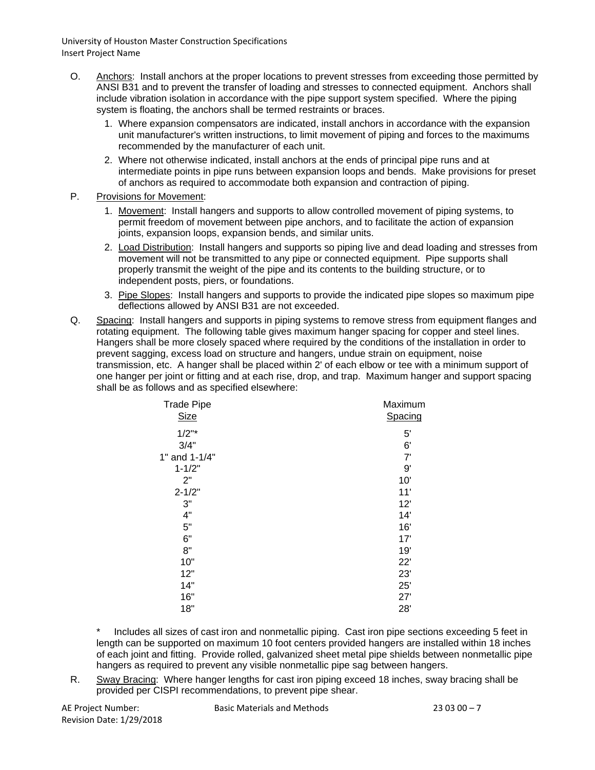O. Anchors: Install anchors at the proper locations to prevent stresses from exceeding those permitted by ANSI B31 and to prevent the transfer of loading and stresses to connected equipment. Anchors shall include vibration isolation in accordance with the pipe support system specified. Where the piping system is floating, the anchors shall be termed restraints or braces.

1. Where expansion compensators are indicated, install anchors in accordance with the expansion unit manufacturer's written instructions, to limit movement of piping and forces to the maximums recommended by the manufacturer of each unit.
2. Where not otherwise indicated, install anchors at the ends of principal pipe runs and at intermediate points in pipe runs between expansion loops and bends. Make provisions for preset of anchors as required to accommodate both expansion and contraction of piping.

P. Provisions for Movement:

1. Movement: Install hangers and supports to allow controlled movement of piping systems, to permit freedom of movement between pipe anchors, and to facilitate the action of expansion joints, expansion loops, expansion bends, and similar units.
2. Load Distribution: Install hangers and supports so piping live and dead loading and stresses from movement will not be transmitted to any pipe or connected equipment. Pipe supports shall properly transmit the weight of the pipe and its contents to the building structure, or to independent posts, piers, or foundations.
3. Pipe Slopes: Install hangers and supports to provide the indicated pipe slopes so maximum pipe deflections allowed by ANSI B31 are not exceeded.

Q. Spacing: Install hangers and supports in piping systems to remove stress from equipment flanges and rotating equipment. The following table gives maximum hanger spacing for copper and steel lines. Hangers shall be more closely spaced where required by the conditions of the installation in order to prevent sagging, excess load on structure and hangers, undue strain on equipment, noise transmission, etc. A hanger shall be placed within 2' of each elbow or tee with a minimum support of one hanger per joint or fitting and at each rise, drop, and trap. Maximum hanger and support spacing shall be as follows and as specified elsewhere:

| Trade Pipe Size | Maximum Spacing |
|---|---|
| 1/2"* | 5' |
| 3/4" | 6' |
| 1" and 1-1/4" | 7' |
| 1-1/2" | 9' |
| 2" | 10' |
| 2-1/2" | 11' |
| 3" | 12' |
| 4" | 14' |
| 5" | 16' |
| 6" | 17' |
| 8" | 19' |
| 10" | 22' |
| 12" | 23' |
| 14" | 25' |
| 16" | 27' |
| 18" | 28' |

\* Includes all sizes of cast iron and nonmetallic piping. Cast iron pipe sections exceeding 5 feet in length can be supported on maximum 10 foot centers provided hangers are installed within 18 inches of each joint and fitting. Provide rolled, galvanized sheet metal pipe shields between nonmetallic pipe hangers as required to prevent any visible nonmetallic pipe sag between hangers.

R. Sway Bracing: Where hanger lengths for cast iron piping exceed 18 inches, sway bracing shall be provided per CISPI recommendations, to prevent pipe shear.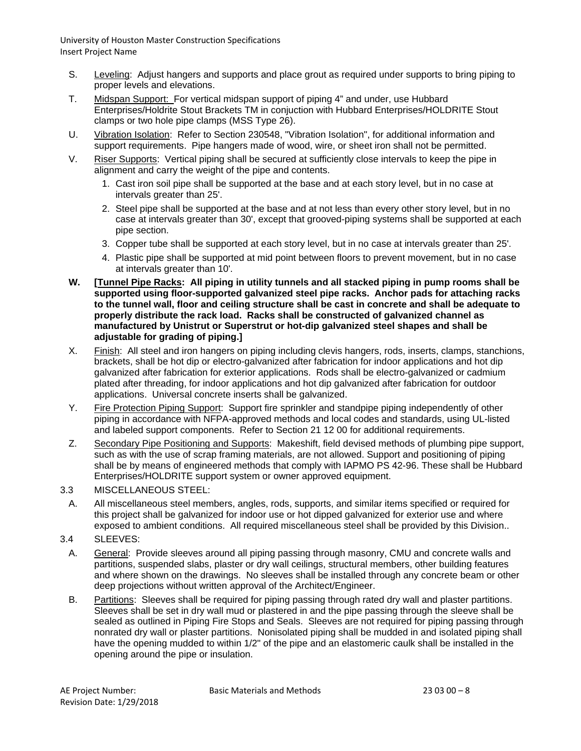S. Leveling: Adjust hangers and supports and place grout as required under supports to bring piping to proper levels and elevations.

T. Midspan Support: For vertical midspan support of piping 4" and under, use Hubbard Enterprises/Holdrite Stout Brackets TM in conjuction with Hubbard Enterprises/HOLDRITE Stout clamps or two hole pipe clamps (MSS Type 26).

U. Vibration Isolation: Refer to Section 230548, "Vibration Isolation", for additional information and support requirements. Pipe hangers made of wood, wire, or sheet iron shall not be permitted.

V. Riser Supports: Vertical piping shall be secured at sufficiently close intervals to keep the pipe in alignment and carry the weight of the pipe and contents.

1. Cast iron soil pipe shall be supported at the base and at each story level, but in no case at intervals greater than 25'.
2. Steel pipe shall be supported at the base and at not less than every other story level, but in no case at intervals greater than 30', except that grooved-piping systems shall be supported at each pipe section.
3. Copper tube shall be supported at each story level, but in no case at intervals greater than 25'.
4. Plastic pipe shall be supported at mid point between floors to prevent movement, but in no case at intervals greater than 10'.

**W. [Tunnel Pipe Racks: All piping in utility tunnels and all stacked piping in pump rooms shall be supported using floor-supported galvanized steel pipe racks. Anchor pads for attaching racks to the tunnel wall, floor and ceiling structure shall be cast in concrete and shall be adequate to properly distribute the rack load. Racks shall be constructed of galvanized channel as manufactured by Unistrut or Superstrut or hot-dip galvanized steel shapes and shall be adjustable for grading of piping.]**

X. Finish: All steel and iron hangers on piping including clevis hangers, rods, inserts, clamps, stanchions, brackets, shall be hot dip or electro-galvanized after fabrication for indoor applications and hot dip galvanized after fabrication for exterior applications. Rods shall be electro-galvanized or cadmium plated after threading, for indoor applications and hot dip galvanized after fabrication for outdoor applications. Universal concrete inserts shall be galvanized.

Y. Fire Protection Piping Support: Support fire sprinkler and standpipe piping independently of other piping in accordance with NFPA-approved methods and local codes and standards, using UL-listed and labeled support components. Refer to Section 21 12 00 for additional requirements.

Z. Secondary Pipe Positioning and Supports: Makeshift, field devised methods of plumbing pipe support, such as with the use of scrap framing materials, are not allowed. Support and positioning of piping shall be by means of engineered methods that comply with IAPMO PS 42-96. These shall be Hubbard Enterprises/HOLDRITE support system or owner approved equipment.

3.3 MISCELLANEOUS STEEL:

A. All miscellaneous steel members, angles, rods, supports, and similar items specified or required for this project shall be galvanized for indoor use or hot dipped galvanized for exterior use and where exposed to ambient conditions. All required miscellaneous steel shall be provided by this Division..

3.4 SLEEVES:

A. General: Provide sleeves around all piping passing through masonry, CMU and concrete walls and partitions, suspended slabs, plaster or dry wall ceilings, structural members, other building features and where shown on the drawings. No sleeves shall be installed through any concrete beam or other deep projections without written approval of the Architect/Engineer.

B. Partitions: Sleeves shall be required for piping passing through rated dry wall and plaster partitions. Sleeves shall be set in dry wall mud or plastered in and the pipe passing through the sleeve shall be sealed as outlined in Piping Fire Stops and Seals. Sleeves are not required for piping passing through nonrated dry wall or plaster partitions. Nonisolated piping shall be mudded in and isolated piping shall have the opening mudded to within 1/2" of the pipe and an elastomeric caulk shall be installed in the opening around the pipe or insulation.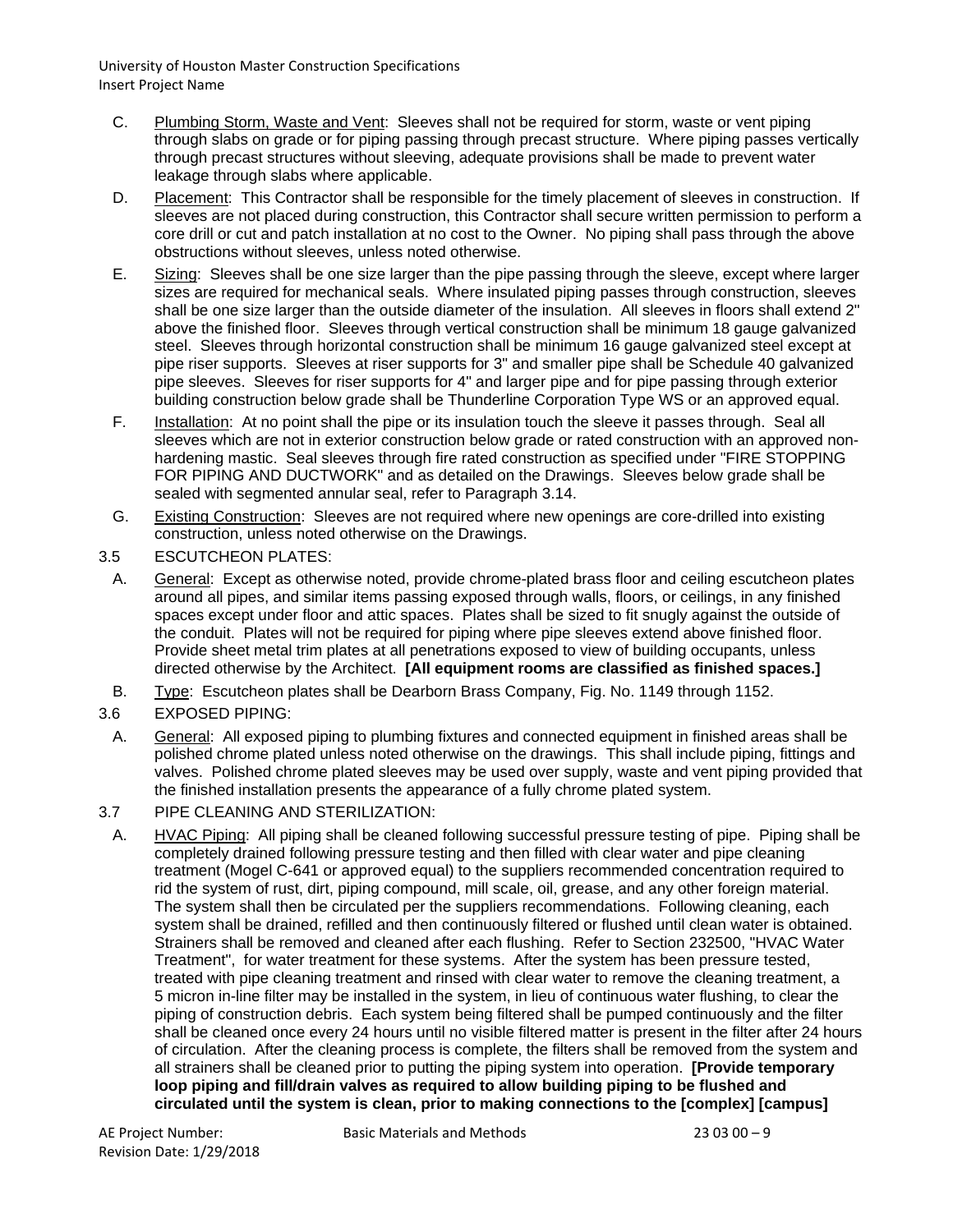C. Plumbing Storm, Waste and Vent: Sleeves shall not be required for storm, waste or vent piping through slabs on grade or for piping passing through precast structure. Where piping passes vertically through precast structures without sleeving, adequate provisions shall be made to prevent water leakage through slabs where applicable.

D. Placement: This Contractor shall be responsible for the timely placement of sleeves in construction. If sleeves are not placed during construction, this Contractor shall secure written permission to perform a core drill or cut and patch installation at no cost to the Owner. No piping shall pass through the above obstructions without sleeves, unless noted otherwise.

E. Sizing: Sleeves shall be one size larger than the pipe passing through the sleeve, except where larger sizes are required for mechanical seals. Where insulated piping passes through construction, sleeves shall be one size larger than the outside diameter of the insulation. All sleeves in floors shall extend 2" above the finished floor. Sleeves through vertical construction shall be minimum 18 gauge galvanized steel. Sleeves through horizontal construction shall be minimum 16 gauge galvanized steel except at pipe riser supports. Sleeves at riser supports for 3" and smaller pipe shall be Schedule 40 galvanized pipe sleeves. Sleeves for riser supports for 4" and larger pipe and for pipe passing through exterior building construction below grade shall be Thunderline Corporation Type WS or an approved equal.

F. Installation: At no point shall the pipe or its insulation touch the sleeve it passes through. Seal all sleeves which are not in exterior construction below grade or rated construction with an approved non-hardening mastic. Seal sleeves through fire rated construction as specified under "FIRE STOPPING FOR PIPING AND DUCTWORK" and as detailed on the Drawings. Sleeves below grade shall be sealed with segmented annular seal, refer to Paragraph 3.14.

G. Existing Construction: Sleeves are not required where new openings are core-drilled into existing construction, unless noted otherwise on the Drawings.

3.5 ESCUTCHEON PLATES:

A. General: Except as otherwise noted, provide chrome-plated brass floor and ceiling escutcheon plates around all pipes, and similar items passing exposed through walls, floors, or ceilings, in any finished spaces except under floor and attic spaces. Plates shall be sized to fit snugly against the outside of the conduit. Plates will not be required for piping where pipe sleeves extend above finished floor. Provide sheet metal trim plates at all penetrations exposed to view of building occupants, unless directed otherwise by the Architect. **[All equipment rooms are classified as finished spaces.]**

B. Type: Escutcheon plates shall be Dearborn Brass Company, Fig. No. 1149 through 1152.

3.6 EXPOSED PIPING:

A. General: All exposed piping to plumbing fixtures and connected equipment in finished areas shall be polished chrome plated unless noted otherwise on the drawings. This shall include piping, fittings and valves. Polished chrome plated sleeves may be used over supply, waste and vent piping provided that the finished installation presents the appearance of a fully chrome plated system.

3.7 PIPE CLEANING AND STERILIZATION:

A. HVAC Piping: All piping shall be cleaned following successful pressure testing of pipe. Piping shall be completely drained following pressure testing and then filled with clear water and pipe cleaning treatment (Mogel C-641 or approved equal) to the suppliers recommended concentration required to rid the system of rust, dirt, piping compound, mill scale, oil, grease, and any other foreign material. The system shall then be circulated per the suppliers recommendations. Following cleaning, each system shall be drained, refilled and then continuously filtered or flushed until clean water is obtained. Strainers shall be removed and cleaned after each flushing. Refer to Section 232500, "HVAC Water Treatment", for water treatment for these systems. After the system has been pressure tested, treated with pipe cleaning treatment and rinsed with clear water to remove the cleaning treatment, a 5 micron in-line filter may be installed in the system, in lieu of continuous water flushing, to clear the piping of construction debris. Each system being filtered shall be pumped continuously and the filter shall be cleaned once every 24 hours until no visible filtered matter is present in the filter after 24 hours of circulation. After the cleaning process is complete, the filters shall be removed from the system and all strainers shall be cleaned prior to putting the piping system into operation. **[Provide temporary loop piping and fill/drain valves as required to allow building piping to be flushed and circulated until the system is clean, prior to making connections to the [complex] [campus]**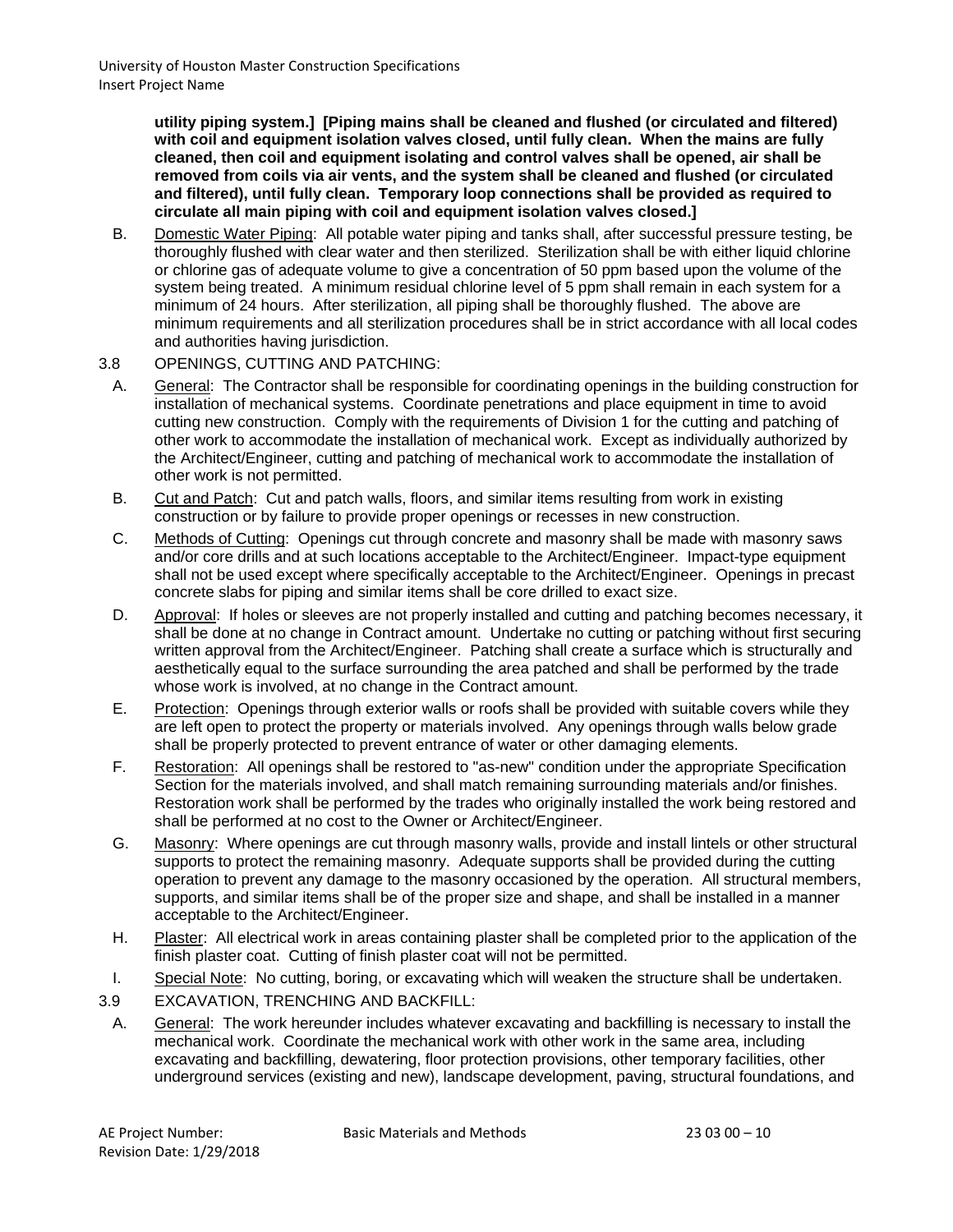**utility piping system.] [Piping mains shall be cleaned and flushed (or circulated and filtered) with coil and equipment isolation valves closed, until fully clean. When the mains are fully cleaned, then coil and equipment isolating and control valves shall be opened, air shall be removed from coils via air vents, and the system shall be cleaned and flushed (or circulated and filtered), until fully clean. Temporary loop connections shall be provided as required to circulate all main piping with coil and equipment isolation valves closed.]**

B. Domestic Water Piping: All potable water piping and tanks shall, after successful pressure testing, be thoroughly flushed with clear water and then sterilized. Sterilization shall be with either liquid chlorine or chlorine gas of adequate volume to give a concentration of 50 ppm based upon the volume of the system being treated. A minimum residual chlorine level of 5 ppm shall remain in each system for a minimum of 24 hours. After sterilization, all piping shall be thoroughly flushed. The above are minimum requirements and all sterilization procedures shall be in strict accordance with all local codes and authorities having jurisdiction.

3.8 OPENINGS, CUTTING AND PATCHING:

A. General: The Contractor shall be responsible for coordinating openings in the building construction for installation of mechanical systems. Coordinate penetrations and place equipment in time to avoid cutting new construction. Comply with the requirements of Division 1 for the cutting and patching of other work to accommodate the installation of mechanical work. Except as individually authorized by the Architect/Engineer, cutting and patching of mechanical work to accommodate the installation of other work is not permitted.

B. Cut and Patch: Cut and patch walls, floors, and similar items resulting from work in existing construction or by failure to provide proper openings or recesses in new construction.

C. Methods of Cutting: Openings cut through concrete and masonry shall be made with masonry saws and/or core drills and at such locations acceptable to the Architect/Engineer. Impact-type equipment shall not be used except where specifically acceptable to the Architect/Engineer. Openings in precast concrete slabs for piping and similar items shall be core drilled to exact size.

D. Approval: If holes or sleeves are not properly installed and cutting and patching becomes necessary, it shall be done at no change in Contract amount. Undertake no cutting or patching without first securing written approval from the Architect/Engineer. Patching shall create a surface which is structurally and aesthetically equal to the surface surrounding the area patched and shall be performed by the trade whose work is involved, at no change in the Contract amount.

E. Protection: Openings through exterior walls or roofs shall be provided with suitable covers while they are left open to protect the property or materials involved. Any openings through walls below grade shall be properly protected to prevent entrance of water or other damaging elements.

F. Restoration: All openings shall be restored to "as-new" condition under the appropriate Specification Section for the materials involved, and shall match remaining surrounding materials and/or finishes. Restoration work shall be performed by the trades who originally installed the work being restored and shall be performed at no cost to the Owner or Architect/Engineer.

G. Masonry: Where openings are cut through masonry walls, provide and install lintels or other structural supports to protect the remaining masonry. Adequate supports shall be provided during the cutting operation to prevent any damage to the masonry occasioned by the operation. All structural members, supports, and similar items shall be of the proper size and shape, and shall be installed in a manner acceptable to the Architect/Engineer.

H. Plaster: All electrical work in areas containing plaster shall be completed prior to the application of the finish plaster coat. Cutting of finish plaster coat will not be permitted.

I. Special Note: No cutting, boring, or excavating which will weaken the structure shall be undertaken.

3.9 EXCAVATION, TRENCHING AND BACKFILL:

A. General: The work hereunder includes whatever excavating and backfilling is necessary to install the mechanical work. Coordinate the mechanical work with other work in the same area, including excavating and backfilling, dewatering, floor protection provisions, other temporary facilities, other underground services (existing and new), landscape development, paving, structural foundations, and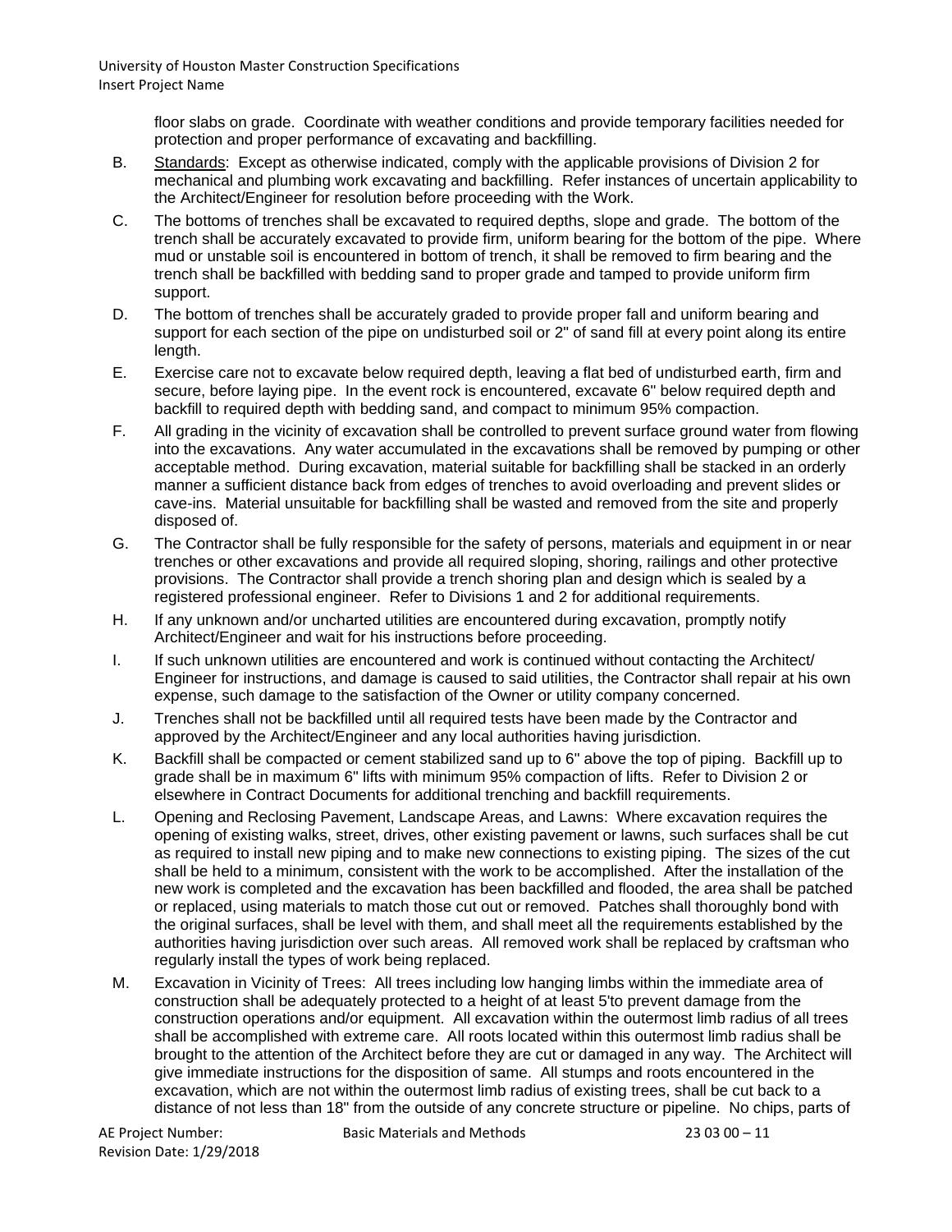floor slabs on grade. Coordinate with weather conditions and provide temporary facilities needed for protection and proper performance of excavating and backfilling.

B. Standards: Except as otherwise indicated, comply with the applicable provisions of Division 2 for mechanical and plumbing work excavating and backfilling. Refer instances of uncertain applicability to the Architect/Engineer for resolution before proceeding with the Work.

C. The bottoms of trenches shall be excavated to required depths, slope and grade. The bottom of the trench shall be accurately excavated to provide firm, uniform bearing for the bottom of the pipe. Where mud or unstable soil is encountered in bottom of trench, it shall be removed to firm bearing and the trench shall be backfilled with bedding sand to proper grade and tamped to provide uniform firm support.

D. The bottom of trenches shall be accurately graded to provide proper fall and uniform bearing and support for each section of the pipe on undisturbed soil or 2" of sand fill at every point along its entire length.

E. Exercise care not to excavate below required depth, leaving a flat bed of undisturbed earth, firm and secure, before laying pipe. In the event rock is encountered, excavate 6" below required depth and backfill to required depth with bedding sand, and compact to minimum 95% compaction.

F. All grading in the vicinity of excavation shall be controlled to prevent surface ground water from flowing into the excavations. Any water accumulated in the excavations shall be removed by pumping or other acceptable method. During excavation, material suitable for backfilling shall be stacked in an orderly manner a sufficient distance back from edges of trenches to avoid overloading and prevent slides or cave-ins. Material unsuitable for backfilling shall be wasted and removed from the site and properly disposed of.

G. The Contractor shall be fully responsible for the safety of persons, materials and equipment in or near trenches or other excavations and provide all required sloping, shoring, railings and other protective provisions. The Contractor shall provide a trench shoring plan and design which is sealed by a registered professional engineer. Refer to Divisions 1 and 2 for additional requirements.

H. If any unknown and/or uncharted utilities are encountered during excavation, promptly notify Architect/Engineer and wait for his instructions before proceeding.

I. If such unknown utilities are encountered and work is continued without contacting the Architect/ Engineer for instructions, and damage is caused to said utilities, the Contractor shall repair at his own expense, such damage to the satisfaction of the Owner or utility company concerned.

J. Trenches shall not be backfilled until all required tests have been made by the Contractor and approved by the Architect/Engineer and any local authorities having jurisdiction.

K. Backfill shall be compacted or cement stabilized sand up to 6" above the top of piping. Backfill up to grade shall be in maximum 6" lifts with minimum 95% compaction of lifts. Refer to Division 2 or elsewhere in Contract Documents for additional trenching and backfill requirements.

L. Opening and Reclosing Pavement, Landscape Areas, and Lawns: Where excavation requires the opening of existing walks, street, drives, other existing pavement or lawns, such surfaces shall be cut as required to install new piping and to make new connections to existing piping. The sizes of the cut shall be held to a minimum, consistent with the work to be accomplished. After the installation of the new work is completed and the excavation has been backfilled and flooded, the area shall be patched or replaced, using materials to match those cut out or removed. Patches shall thoroughly bond with the original surfaces, shall be level with them, and shall meet all the requirements established by the authorities having jurisdiction over such areas. All removed work shall be replaced by craftsman who regularly install the types of work being replaced.

M. Excavation in Vicinity of Trees: All trees including low hanging limbs within the immediate area of construction shall be adequately protected to a height of at least 5'to prevent damage from the construction operations and/or equipment. All excavation within the outermost limb radius of all trees shall be accomplished with extreme care. All roots located within this outermost limb radius shall be brought to the attention of the Architect before they are cut or damaged in any way. The Architect will give immediate instructions for the disposition of same. All stumps and roots encountered in the excavation, which are not within the outermost limb radius of existing trees, shall be cut back to a distance of not less than 18" from the outside of any concrete structure or pipeline. No chips, parts of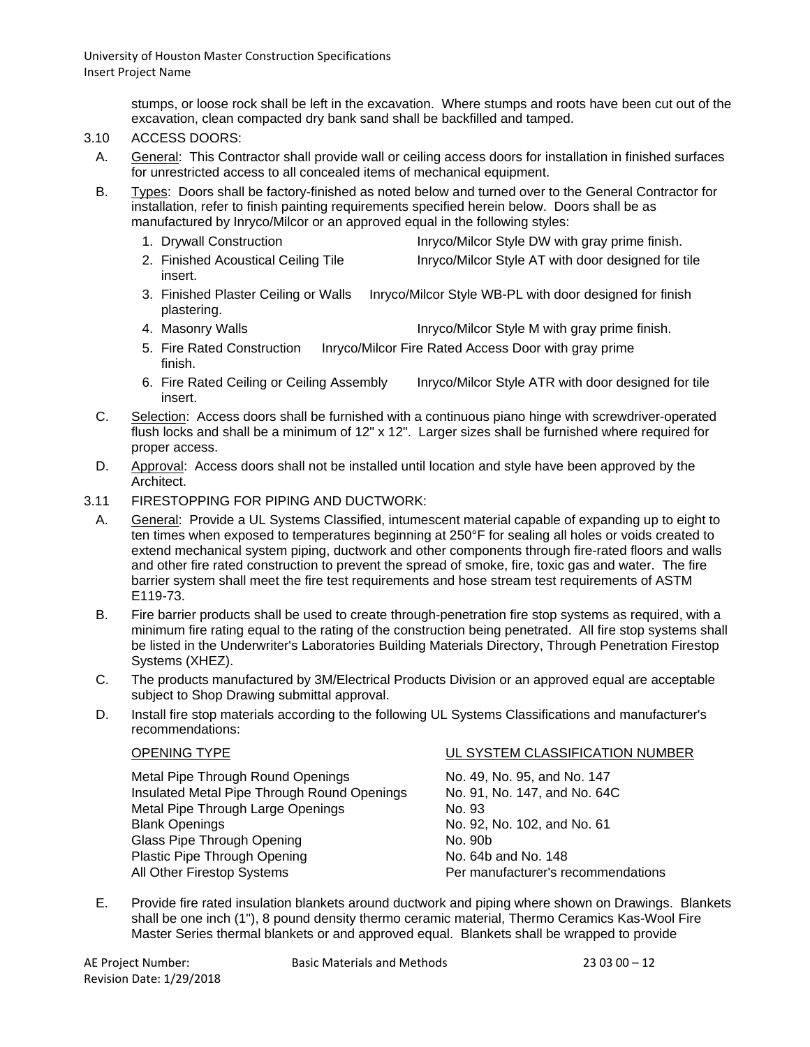stumps, or loose rock shall be left in the excavation. Where stumps and roots have been cut out of the excavation, clean compacted dry bank sand shall be backfilled and tamped.

3.10 ACCESS DOORS:

A. General: This Contractor shall provide wall or ceiling access doors for installation in finished surfaces for unrestricted access to all concealed items of mechanical equipment.

B. Types: Doors shall be factory-finished as noted below and turned over to the General Contractor for installation, refer to finish painting requirements specified herein below. Doors shall be as manufactured by Inryco/Milcor or an approved equal in the following styles:

1. Drywall Construction — Inryco/Milcor Style DW with gray prime finish.
2. Finished Acoustical Ceiling Tile insert. — Inryco/Milcor Style AT with door designed for tile
3. Finished Plaster Ceiling or Walls — Inryco/Milcor Style WB-PL with door designed for finish plastering.
4. Masonry Walls — Inryco/Milcor Style M with gray prime finish.
5. Fire Rated Construction — Inryco/Milcor Fire Rated Access Door with gray prime finish.
6. Fire Rated Ceiling or Ceiling Assembly insert. — Inryco/Milcor Style ATR with door designed for tile

C. Selection: Access doors shall be furnished with a continuous piano hinge with screwdriver-operated flush locks and shall be a minimum of 12" x 12". Larger sizes shall be furnished where required for proper access.

D. Approval: Access doors shall not be installed until location and style have been approved by the Architect.

3.11 FIRESTOPPING FOR PIPING AND DUCTWORK:

A. General: Provide a UL Systems Classified, intumescent material capable of expanding up to eight to ten times when exposed to temperatures beginning at 250°F for sealing all holes or voids created to extend mechanical system piping, ductwork and other components through fire-rated floors and walls and other fire rated construction to prevent the spread of smoke, fire, toxic gas and water. The fire barrier system shall meet the fire test requirements and hose stream test requirements of ASTM E119-73.

B. Fire barrier products shall be used to create through-penetration fire stop systems as required, with a minimum fire rating equal to the rating of the construction being penetrated. All fire stop systems shall be listed in the Underwriter's Laboratories Building Materials Directory, Through Penetration Firestop Systems (XHEZ).

C. The products manufactured by 3M/Electrical Products Division or an approved equal are acceptable subject to Shop Drawing submittal approval.

D. Install fire stop materials according to the following UL Systems Classifications and manufacturer's recommendations:

| OPENING TYPE | UL SYSTEM CLASSIFICATION NUMBER |
| --- | --- |
| Metal Pipe Through Round Openings | No. 49, No. 95, and No. 147 |
| Insulated Metal Pipe Through Round Openings | No. 91, No. 147, and No. 64C |
| Metal Pipe Through Large Openings | No. 93 |
| Blank Openings | No. 92, No. 102, and No. 61 |
| Glass Pipe Through Opening | No. 90b |
| Plastic Pipe Through Opening | No. 64b and No. 148 |
| All Other Firestop Systems | Per manufacturer's recommendations |

E. Provide fire rated insulation blankets around ductwork and piping where shown on Drawings. Blankets shall be one inch (1"), 8 pound density thermo ceramic material, Thermo Ceramics Kas-Wool Fire Master Series thermal blankets or and approved equal. Blankets shall be wrapped to provide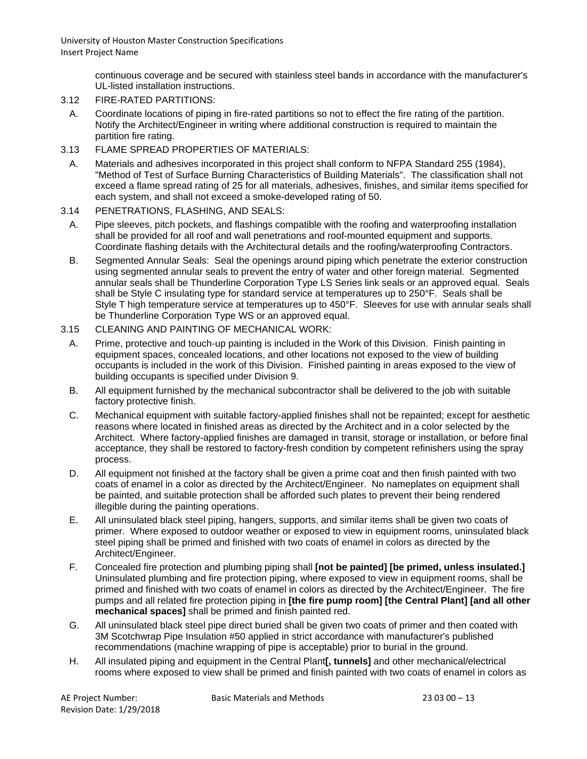continuous coverage and be secured with stainless steel bands in accordance with the manufacturer's UL-listed installation instructions.

3.12 FIRE-RATED PARTITIONS:

A. Coordinate locations of piping in fire-rated partitions so not to effect the fire rating of the partition. Notify the Architect/Engineer in writing where additional construction is required to maintain the partition fire rating.

3.13 FLAME SPREAD PROPERTIES OF MATERIALS:

A. Materials and adhesives incorporated in this project shall conform to NFPA Standard 255 (1984), "Method of Test of Surface Burning Characteristics of Building Materials". The classification shall not exceed a flame spread rating of 25 for all materials, adhesives, finishes, and similar items specified for each system, and shall not exceed a smoke-developed rating of 50.

3.14 PENETRATIONS, FLASHING, AND SEALS:

A. Pipe sleeves, pitch pockets, and flashings compatible with the roofing and waterproofing installation shall be provided for all roof and wall penetrations and roof-mounted equipment and supports. Coordinate flashing details with the Architectural details and the roofing/waterproofing Contractors.

B. Segmented Annular Seals: Seal the openings around piping which penetrate the exterior construction using segmented annular seals to prevent the entry of water and other foreign material. Segmented annular seals shall be Thunderline Corporation Type LS Series link seals or an approved equal. Seals shall be Style C insulating type for standard service at temperatures up to 250°F. Seals shall be Style T high temperature service at temperatures up to 450°F. Sleeves for use with annular seals shall be Thunderline Corporation Type WS or an approved equal.

3.15 CLEANING AND PAINTING OF MECHANICAL WORK:

A. Prime, protective and touch-up painting is included in the Work of this Division. Finish painting in equipment spaces, concealed locations, and other locations not exposed to the view of building occupants is included in the work of this Division. Finished painting in areas exposed to the view of building occupants is specified under Division 9.

B. All equipment furnished by the mechanical subcontractor shall be delivered to the job with suitable factory protective finish.

C. Mechanical equipment with suitable factory-applied finishes shall not be repainted; except for aesthetic reasons where located in finished areas as directed by the Architect and in a color selected by the Architect. Where factory-applied finishes are damaged in transit, storage or installation, or before final acceptance, they shall be restored to factory-fresh condition by competent refinishers using the spray process.

D. All equipment not finished at the factory shall be given a prime coat and then finish painted with two coats of enamel in a color as directed by the Architect/Engineer. No nameplates on equipment shall be painted, and suitable protection shall be afforded such plates to prevent their being rendered illegible during the painting operations.

E. All uninsulated black steel piping, hangers, supports, and similar items shall be given two coats of primer. Where exposed to outdoor weather or exposed to view in equipment rooms, uninsulated black steel piping shall be primed and finished with two coats of enamel in colors as directed by the Architect/Engineer.

F. Concealed fire protection and plumbing piping shall **[not be painted] [be primed, unless insulated.]** Uninsulated plumbing and fire protection piping, where exposed to view in equipment rooms, shall be primed and finished with two coats of enamel in colors as directed by the Architect/Engineer. The fire pumps and all related fire protection piping in **[the fire pump room] [the Central Plant] [and all other mechanical spaces]** shall be primed and finish painted red.

G. All uninsulated black steel pipe direct buried shall be given two coats of primer and then coated with 3M Scotchwrap Pipe Insulation #50 applied in strict accordance with manufacturer's published recommendations (machine wrapping of pipe is acceptable) prior to burial in the ground.

H. All insulated piping and equipment in the Central Plant**[, tunnels]** and other mechanical/electrical rooms where exposed to view shall be primed and finish painted with two coats of enamel in colors as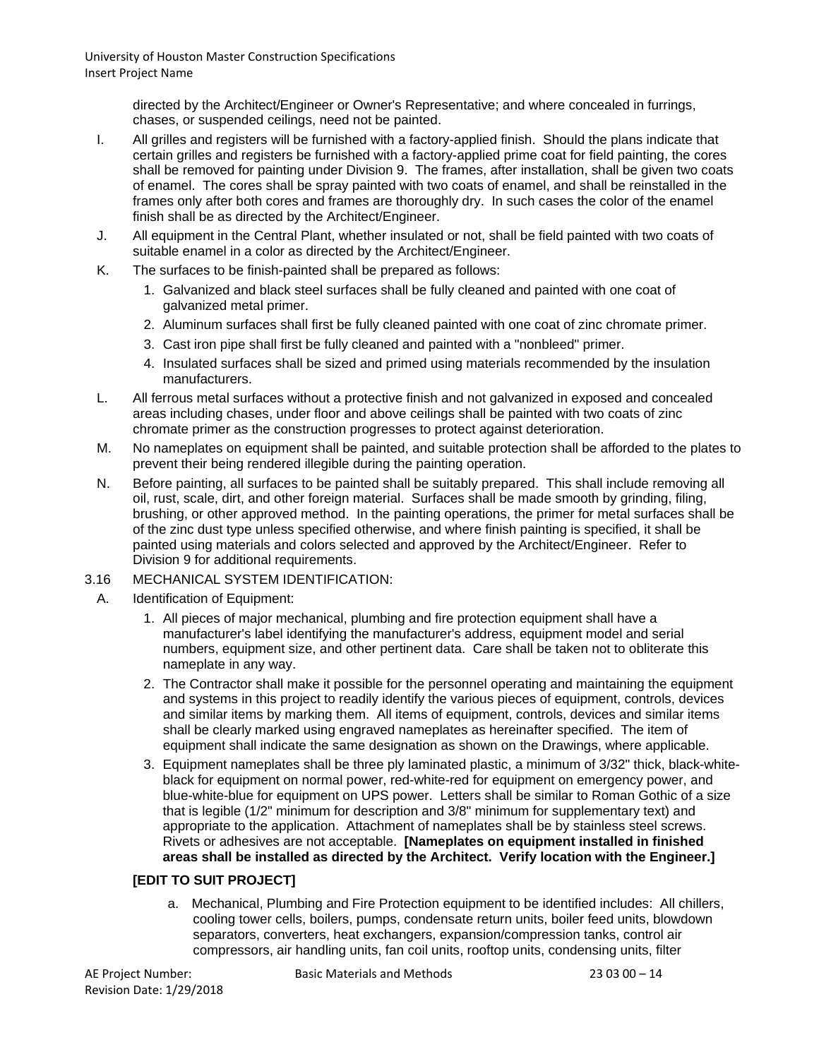directed by the Architect/Engineer or Owner's Representative; and where concealed in furrings, chases, or suspended ceilings, need not be painted.

I. All grilles and registers will be furnished with a factory-applied finish. Should the plans indicate that certain grilles and registers be furnished with a factory-applied prime coat for field painting, the cores shall be removed for painting under Division 9. The frames, after installation, shall be given two coats of enamel. The cores shall be spray painted with two coats of enamel, and shall be reinstalled in the frames only after both cores and frames are thoroughly dry. In such cases the color of the enamel finish shall be as directed by the Architect/Engineer.

J. All equipment in the Central Plant, whether insulated or not, shall be field painted with two coats of suitable enamel in a color as directed by the Architect/Engineer.

K. The surfaces to be finish-painted shall be prepared as follows:

1. Galvanized and black steel surfaces shall be fully cleaned and painted with one coat of galvanized metal primer.
2. Aluminum surfaces shall first be fully cleaned painted with one coat of zinc chromate primer.
3. Cast iron pipe shall first be fully cleaned and painted with a "nonbleed" primer.
4. Insulated surfaces shall be sized and primed using materials recommended by the insulation manufacturers.

L. All ferrous metal surfaces without a protective finish and not galvanized in exposed and concealed areas including chases, under floor and above ceilings shall be painted with two coats of zinc chromate primer as the construction progresses to protect against deterioration.

M. No nameplates on equipment shall be painted, and suitable protection shall be afforded to the plates to prevent their being rendered illegible during the painting operation.

N. Before painting, all surfaces to be painted shall be suitably prepared. This shall include removing all oil, rust, scale, dirt, and other foreign material. Surfaces shall be made smooth by grinding, filing, brushing, or other approved method. In the painting operations, the primer for metal surfaces shall be of the zinc dust type unless specified otherwise, and where finish painting is specified, it shall be painted using materials and colors selected and approved by the Architect/Engineer. Refer to Division 9 for additional requirements.

3.16 MECHANICAL SYSTEM IDENTIFICATION:

A. Identification of Equipment:

1. All pieces of major mechanical, plumbing and fire protection equipment shall have a manufacturer's label identifying the manufacturer's address, equipment model and serial numbers, equipment size, and other pertinent data. Care shall be taken not to obliterate this nameplate in any way.
2. The Contractor shall make it possible for the personnel operating and maintaining the equipment and systems in this project to readily identify the various pieces of equipment, controls, devices and similar items by marking them. All items of equipment, controls, devices and similar items shall be clearly marked using engraved nameplates as hereinafter specified. The item of equipment shall indicate the same designation as shown on the Drawings, where applicable.
3. Equipment nameplates shall be three ply laminated plastic, a minimum of 3/32" thick, black-white-black for equipment on normal power, red-white-red for equipment on emergency power, and blue-white-blue for equipment on UPS power. Letters shall be similar to Roman Gothic of a size that is legible (1/2" minimum for description and 3/8" minimum for supplementary text) and appropriate to the application. Attachment of nameplates shall be by stainless steel screws. Rivets or adhesives are not acceptable. **[Nameplates on equipment installed in finished areas shall be installed as directed by the Architect. Verify location with the Engineer.]**

**[EDIT TO SUIT PROJECT]**

a. Mechanical, Plumbing and Fire Protection equipment to be identified includes: All chillers, cooling tower cells, boilers, pumps, condensate return units, boiler feed units, blowdown separators, converters, heat exchangers, expansion/compression tanks, control air compressors, air handling units, fan coil units, rooftop units, condensing units, filter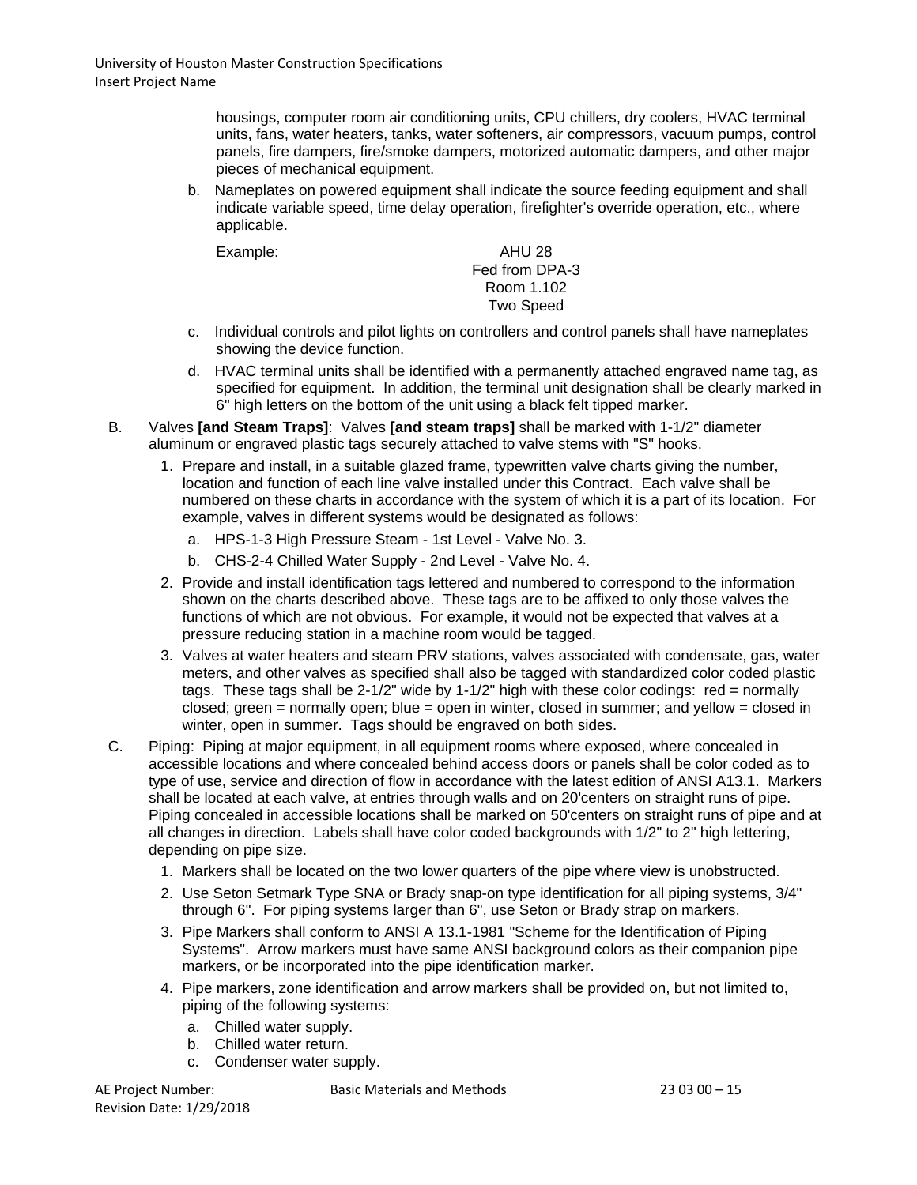housings, computer room air conditioning units, CPU chillers, dry coolers, HVAC terminal units, fans, water heaters, tanks, water softeners, air compressors, vacuum pumps, control panels, fire dampers, fire/smoke dampers, motorized automatic dampers, and other major pieces of mechanical equipment.

b. Nameplates on powered equipment shall indicate the source feeding equipment and shall indicate variable speed, time delay operation, firefighter's override operation, etc., where applicable.

Example:

AHU 28
Fed from DPA-3
Room 1.102
Two Speed

c. Individual controls and pilot lights on controllers and control panels shall have nameplates showing the device function.

d. HVAC terminal units shall be identified with a permanently attached engraved name tag, as specified for equipment. In addition, the terminal unit designation shall be clearly marked in 6" high letters on the bottom of the unit using a black felt tipped marker.

B. Valves **[and Steam Traps]**: Valves **[and steam traps]** shall be marked with 1-1/2" diameter aluminum or engraved plastic tags securely attached to valve stems with "S" hooks.

1. Prepare and install, in a suitable glazed frame, typewritten valve charts giving the number, location and function of each line valve installed under this Contract. Each valve shall be numbered on these charts in accordance with the system of which it is a part of its location. For example, valves in different systems would be designated as follows:
   a. HPS-1-3 High Pressure Steam - 1st Level - Valve No. 3.
   b. CHS-2-4 Chilled Water Supply - 2nd Level - Valve No. 4.
2. Provide and install identification tags lettered and numbered to correspond to the information shown on the charts described above. These tags are to be affixed to only those valves the functions of which are not obvious. For example, it would not be expected that valves at a pressure reducing station in a machine room would be tagged.
3. Valves at water heaters and steam PRV stations, valves associated with condensate, gas, water meters, and other valves as specified shall also be tagged with standardized color coded plastic tags. These tags shall be 2-1/2" wide by 1-1/2" high with these color codings: red = normally closed; green = normally open; blue = open in winter, closed in summer; and yellow = closed in winter, open in summer. Tags should be engraved on both sides.

C. Piping: Piping at major equipment, in all equipment rooms where exposed, where concealed in accessible locations and where concealed behind access doors or panels shall be color coded as to type of use, service and direction of flow in accordance with the latest edition of ANSI A13.1. Markers shall be located at each valve, at entries through walls and on 20'centers on straight runs of pipe. Piping concealed in accessible locations shall be marked on 50'centers on straight runs of pipe and at all changes in direction. Labels shall have color coded backgrounds with 1/2" to 2" high lettering, depending on pipe size.

1. Markers shall be located on the two lower quarters of the pipe where view is unobstructed.
2. Use Seton Setmark Type SNA or Brady snap-on type identification for all piping systems, 3/4" through 6". For piping systems larger than 6", use Seton or Brady strap on markers.
3. Pipe Markers shall conform to ANSI A 13.1-1981 "Scheme for the Identification of Piping Systems". Arrow markers must have same ANSI background colors as their companion pipe markers, or be incorporated into the pipe identification marker.
4. Pipe markers, zone identification and arrow markers shall be provided on, but not limited to, piping of the following systems:
   a. Chilled water supply.
   b. Chilled water return.
   c. Condenser water supply.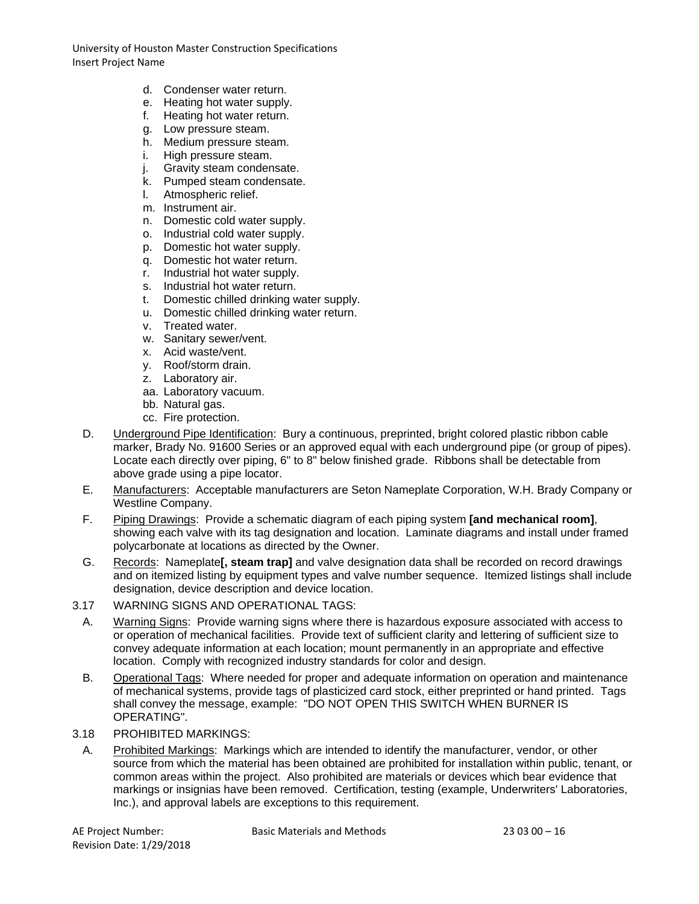d. Condenser water return.
e. Heating hot water supply.
f. Heating hot water return.
g. Low pressure steam.
h. Medium pressure steam.
i. High pressure steam.
j. Gravity steam condensate.
k. Pumped steam condensate.
l. Atmospheric relief.
m. Instrument air.
n. Domestic cold water supply.
o. Industrial cold water supply.
p. Domestic hot water supply.
q. Domestic hot water return.
r. Industrial hot water supply.
s. Industrial hot water return.
t. Domestic chilled drinking water supply.
u. Domestic chilled drinking water return.
v. Treated water.
w. Sanitary sewer/vent.
x. Acid waste/vent.
y. Roof/storm drain.
z. Laboratory air.
aa. Laboratory vacuum.
bb. Natural gas.
cc. Fire protection.

D. Underground Pipe Identification: Bury a continuous, preprinted, bright colored plastic ribbon cable marker, Brady No. 91600 Series or an approved equal with each underground pipe (or group of pipes). Locate each directly over piping, 6" to 8" below finished grade. Ribbons shall be detectable from above grade using a pipe locator.

E. Manufacturers: Acceptable manufacturers are Seton Nameplate Corporation, W.H. Brady Company or Westline Company.

F. Piping Drawings: Provide a schematic diagram of each piping system **[and mechanical room]**, showing each valve with its tag designation and location. Laminate diagrams and install under framed polycarbonate at locations as directed by the Owner.

G. Records: Nameplate**[, steam trap]** and valve designation data shall be recorded on record drawings and on itemized listing by equipment types and valve number sequence. Itemized listings shall include designation, device description and device location.

3.17 WARNING SIGNS AND OPERATIONAL TAGS:

A. Warning Signs: Provide warning signs where there is hazardous exposure associated with access to or operation of mechanical facilities. Provide text of sufficient clarity and lettering of sufficient size to convey adequate information at each location; mount permanently in an appropriate and effective location. Comply with recognized industry standards for color and design.

B. Operational Tags: Where needed for proper and adequate information on operation and maintenance of mechanical systems, provide tags of plasticized card stock, either preprinted or hand printed. Tags shall convey the message, example: "DO NOT OPEN THIS SWITCH WHEN BURNER IS OPERATING".

3.18 PROHIBITED MARKINGS:

A. Prohibited Markings: Markings which are intended to identify the manufacturer, vendor, or other source from which the material has been obtained are prohibited for installation within public, tenant, or common areas within the project. Also prohibited are materials or devices which bear evidence that markings or insignias have been removed. Certification, testing (example, Underwriters' Laboratories, Inc.), and approval labels are exceptions to this requirement.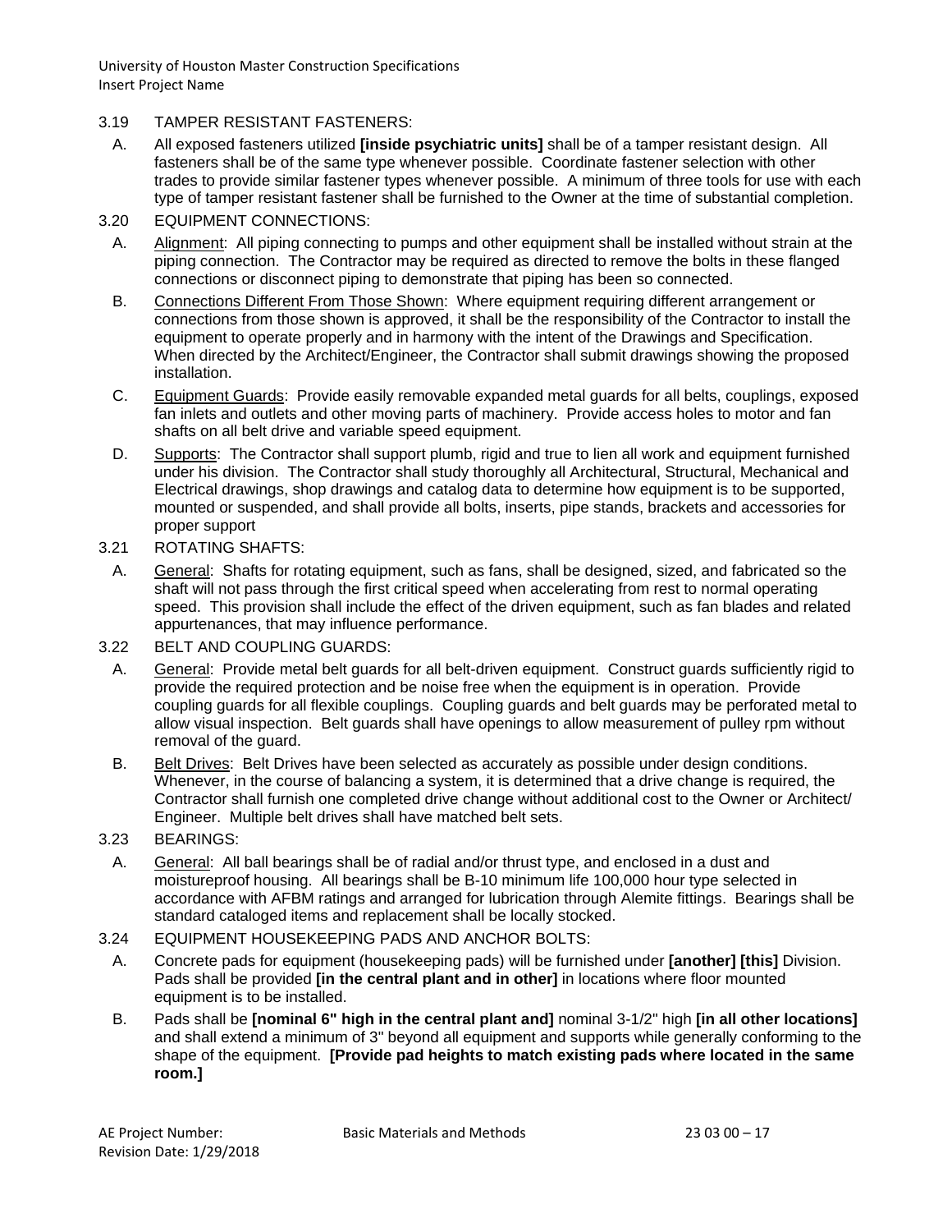3.19 TAMPER RESISTANT FASTENERS:

A. All exposed fasteners utilized **[inside psychiatric units]** shall be of a tamper resistant design. All fasteners shall be of the same type whenever possible. Coordinate fastener selection with other trades to provide similar fastener types whenever possible. A minimum of three tools for use with each type of tamper resistant fastener shall be furnished to the Owner at the time of substantial completion.

3.20 EQUIPMENT CONNECTIONS:

A. Alignment: All piping connecting to pumps and other equipment shall be installed without strain at the piping connection. The Contractor may be required as directed to remove the bolts in these flanged connections or disconnect piping to demonstrate that piping has been so connected.

B. Connections Different From Those Shown: Where equipment requiring different arrangement or connections from those shown is approved, it shall be the responsibility of the Contractor to install the equipment to operate properly and in harmony with the intent of the Drawings and Specification. When directed by the Architect/Engineer, the Contractor shall submit drawings showing the proposed installation.

C. Equipment Guards: Provide easily removable expanded metal guards for all belts, couplings, exposed fan inlets and outlets and other moving parts of machinery. Provide access holes to motor and fan shafts on all belt drive and variable speed equipment.

D. Supports: The Contractor shall support plumb, rigid and true to lien all work and equipment furnished under his division. The Contractor shall study thoroughly all Architectural, Structural, Mechanical and Electrical drawings, shop drawings and catalog data to determine how equipment is to be supported, mounted or suspended, and shall provide all bolts, inserts, pipe stands, brackets and accessories for proper support

3.21 ROTATING SHAFTS:

A. General: Shafts for rotating equipment, such as fans, shall be designed, sized, and fabricated so the shaft will not pass through the first critical speed when accelerating from rest to normal operating speed. This provision shall include the effect of the driven equipment, such as fan blades and related appurtenances, that may influence performance.

3.22 BELT AND COUPLING GUARDS:

A. General: Provide metal belt guards for all belt-driven equipment. Construct guards sufficiently rigid to provide the required protection and be noise free when the equipment is in operation. Provide coupling guards for all flexible couplings. Coupling guards and belt guards may be perforated metal to allow visual inspection. Belt guards shall have openings to allow measurement of pulley rpm without removal of the guard.

B. Belt Drives: Belt Drives have been selected as accurately as possible under design conditions. Whenever, in the course of balancing a system, it is determined that a drive change is required, the Contractor shall furnish one completed drive change without additional cost to the Owner or Architect/ Engineer. Multiple belt drives shall have matched belt sets.

3.23 BEARINGS:

A. General: All ball bearings shall be of radial and/or thrust type, and enclosed in a dust and moistureproof housing. All bearings shall be B-10 minimum life 100,000 hour type selected in accordance with AFBM ratings and arranged for lubrication through Alemite fittings. Bearings shall be standard cataloged items and replacement shall be locally stocked.

3.24 EQUIPMENT HOUSEKEEPING PADS AND ANCHOR BOLTS:

A. Concrete pads for equipment (housekeeping pads) will be furnished under **[another] [this]** Division. Pads shall be provided **[in the central plant and in other]** in locations where floor mounted equipment is to be installed.

B. Pads shall be **[nominal 6" high in the central plant and]** nominal 3-1/2" high **[in all other locations]** and shall extend a minimum of 3" beyond all equipment and supports while generally conforming to the shape of the equipment. **[Provide pad heights to match existing pads where located in the same room.]**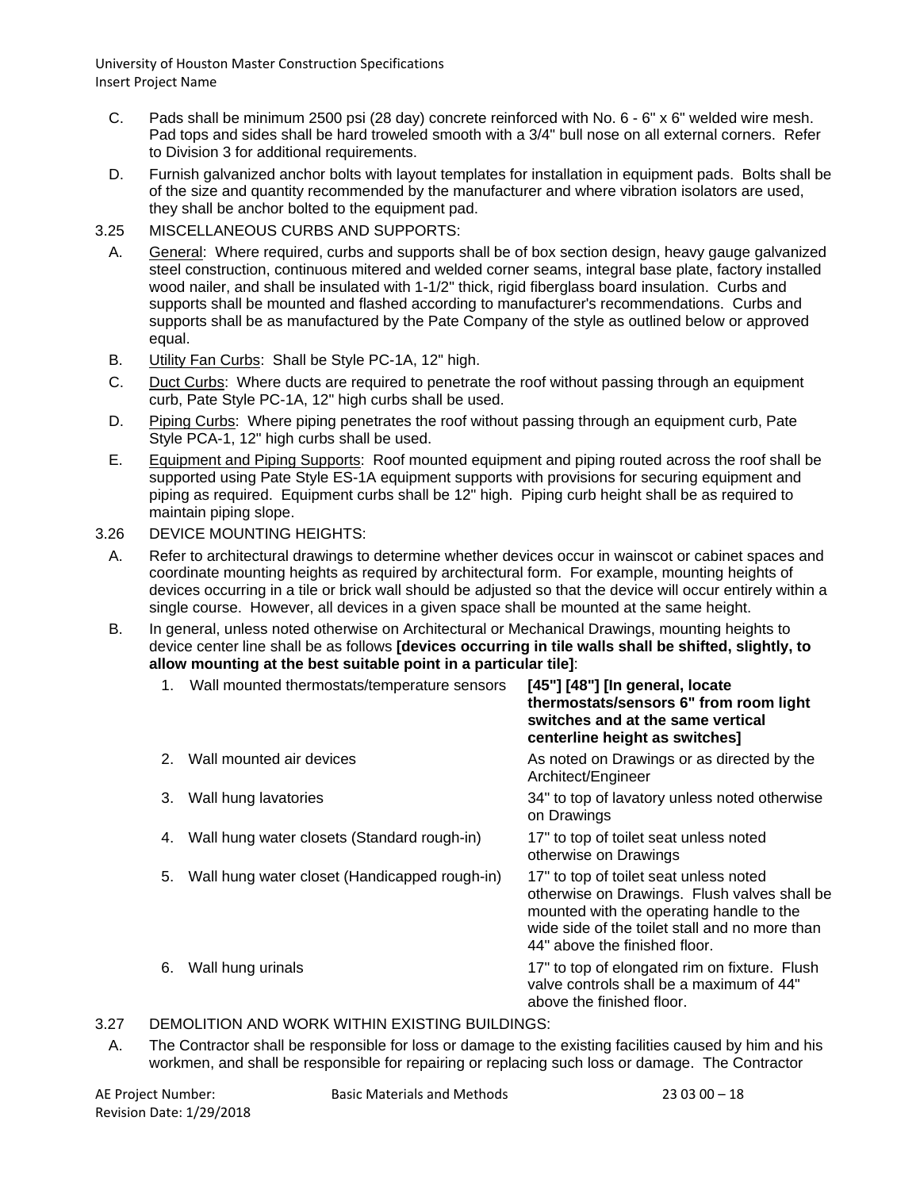C. Pads shall be minimum 2500 psi (28 day) concrete reinforced with No. 6 - 6" x 6" welded wire mesh. Pad tops and sides shall be hard troweled smooth with a 3/4" bull nose on all external corners. Refer to Division 3 for additional requirements.

D. Furnish galvanized anchor bolts with layout templates for installation in equipment pads. Bolts shall be of the size and quantity recommended by the manufacturer and where vibration isolators are used, they shall be anchor bolted to the equipment pad.

3.25 MISCELLANEOUS CURBS AND SUPPORTS:

A. General: Where required, curbs and supports shall be of box section design, heavy gauge galvanized steel construction, continuous mitered and welded corner seams, integral base plate, factory installed wood nailer, and shall be insulated with 1-1/2" thick, rigid fiberglass board insulation. Curbs and supports shall be mounted and flashed according to manufacturer's recommendations. Curbs and supports shall be as manufactured by the Pate Company of the style as outlined below or approved equal.

B. Utility Fan Curbs: Shall be Style PC-1A, 12" high.

C. Duct Curbs: Where ducts are required to penetrate the roof without passing through an equipment curb, Pate Style PC-1A, 12" high curbs shall be used.

D. Piping Curbs: Where piping penetrates the roof without passing through an equipment curb, Pate Style PCA-1, 12" high curbs shall be used.

E. Equipment and Piping Supports: Roof mounted equipment and piping routed across the roof shall be supported using Pate Style ES-1A equipment supports with provisions for securing equipment and piping as required. Equipment curbs shall be 12" high. Piping curb height shall be as required to maintain piping slope.

3.26 DEVICE MOUNTING HEIGHTS:

A. Refer to architectural drawings to determine whether devices occur in wainscot or cabinet spaces and coordinate mounting heights as required by architectural form. For example, mounting heights of devices occurring in a tile or brick wall should be adjusted so that the device will occur entirely within a single course. However, all devices in a given space shall be mounted at the same height.

B. In general, unless noted otherwise on Architectural or Mechanical Drawings, mounting heights to device center line shall be as follows **[devices occurring in tile walls shall be shifted, slightly, to allow mounting at the best suitable point in a particular tile]**:

| | |
|---|---|
| 1. Wall mounted thermostats/temperature sensors | **[45"] [48"] [In general, locate thermostats/sensors 6" from room light switches and at the same vertical centerline height as switches]** |
| 2. Wall mounted air devices | As noted on Drawings or as directed by the Architect/Engineer |
| 3. Wall hung lavatories | 34" to top of lavatory unless noted otherwise on Drawings |
| 4. Wall hung water closets (Standard rough-in) | 17" to top of toilet seat unless noted otherwise on Drawings |
| 5. Wall hung water closet (Handicapped rough-in) | 17" to top of toilet seat unless noted otherwise on Drawings. Flush valves shall be mounted with the operating handle to the wide side of the toilet stall and no more than 44" above the finished floor. |
| 6. Wall hung urinals | 17" to top of elongated rim on fixture. Flush valve controls shall be a maximum of 44" above the finished floor. |

3.27 DEMOLITION AND WORK WITHIN EXISTING BUILDINGS:

A. The Contractor shall be responsible for loss or damage to the existing facilities caused by him and his workmen, and shall be responsible for repairing or replacing such loss or damage. The Contractor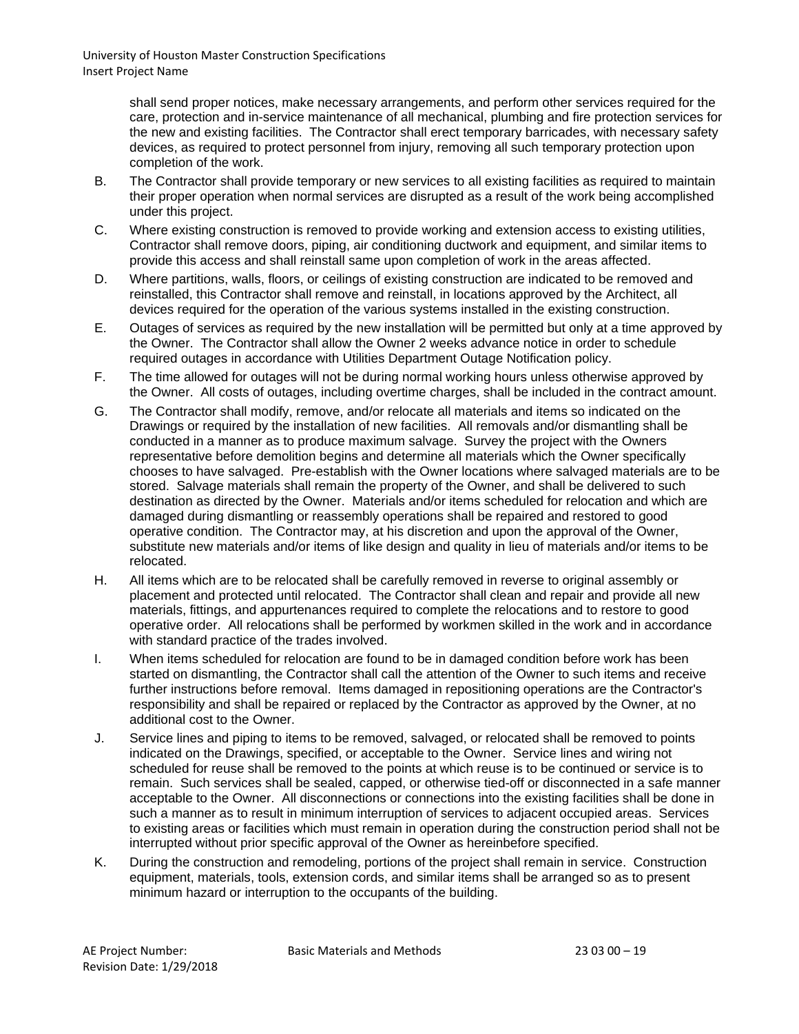shall send proper notices, make necessary arrangements, and perform other services required for the care, protection and in-service maintenance of all mechanical, plumbing and fire protection services for the new and existing facilities. The Contractor shall erect temporary barricades, with necessary safety devices, as required to protect personnel from injury, removing all such temporary protection upon completion of the work.

B. The Contractor shall provide temporary or new services to all existing facilities as required to maintain their proper operation when normal services are disrupted as a result of the work being accomplished under this project.

C. Where existing construction is removed to provide working and extension access to existing utilities, Contractor shall remove doors, piping, air conditioning ductwork and equipment, and similar items to provide this access and shall reinstall same upon completion of work in the areas affected.

D. Where partitions, walls, floors, or ceilings of existing construction are indicated to be removed and reinstalled, this Contractor shall remove and reinstall, in locations approved by the Architect, all devices required for the operation of the various systems installed in the existing construction.

E. Outages of services as required by the new installation will be permitted but only at a time approved by the Owner. The Contractor shall allow the Owner 2 weeks advance notice in order to schedule required outages in accordance with Utilities Department Outage Notification policy.

F. The time allowed for outages will not be during normal working hours unless otherwise approved by the Owner. All costs of outages, including overtime charges, shall be included in the contract amount.

G. The Contractor shall modify, remove, and/or relocate all materials and items so indicated on the Drawings or required by the installation of new facilities. All removals and/or dismantling shall be conducted in a manner as to produce maximum salvage. Survey the project with the Owners representative before demolition begins and determine all materials which the Owner specifically chooses to have salvaged. Pre-establish with the Owner locations where salvaged materials are to be stored. Salvage materials shall remain the property of the Owner, and shall be delivered to such destination as directed by the Owner. Materials and/or items scheduled for relocation and which are damaged during dismantling or reassembly operations shall be repaired and restored to good operative condition. The Contractor may, at his discretion and upon the approval of the Owner, substitute new materials and/or items of like design and quality in lieu of materials and/or items to be relocated.

H. All items which are to be relocated shall be carefully removed in reverse to original assembly or placement and protected until relocated. The Contractor shall clean and repair and provide all new materials, fittings, and appurtenances required to complete the relocations and to restore to good operative order. All relocations shall be performed by workmen skilled in the work and in accordance with standard practice of the trades involved.

I. When items scheduled for relocation are found to be in damaged condition before work has been started on dismantling, the Contractor shall call the attention of the Owner to such items and receive further instructions before removal. Items damaged in repositioning operations are the Contractor's responsibility and shall be repaired or replaced by the Contractor as approved by the Owner, at no additional cost to the Owner.

J. Service lines and piping to items to be removed, salvaged, or relocated shall be removed to points indicated on the Drawings, specified, or acceptable to the Owner. Service lines and wiring not scheduled for reuse shall be removed to the points at which reuse is to be continued or service is to remain. Such services shall be sealed, capped, or otherwise tied-off or disconnected in a safe manner acceptable to the Owner. All disconnections or connections into the existing facilities shall be done in such a manner as to result in minimum interruption of services to adjacent occupied areas. Services to existing areas or facilities which must remain in operation during the construction period shall not be interrupted without prior specific approval of the Owner as hereinbefore specified.

K. During the construction and remodeling, portions of the project shall remain in service. Construction equipment, materials, tools, extension cords, and similar items shall be arranged so as to present minimum hazard or interruption to the occupants of the building.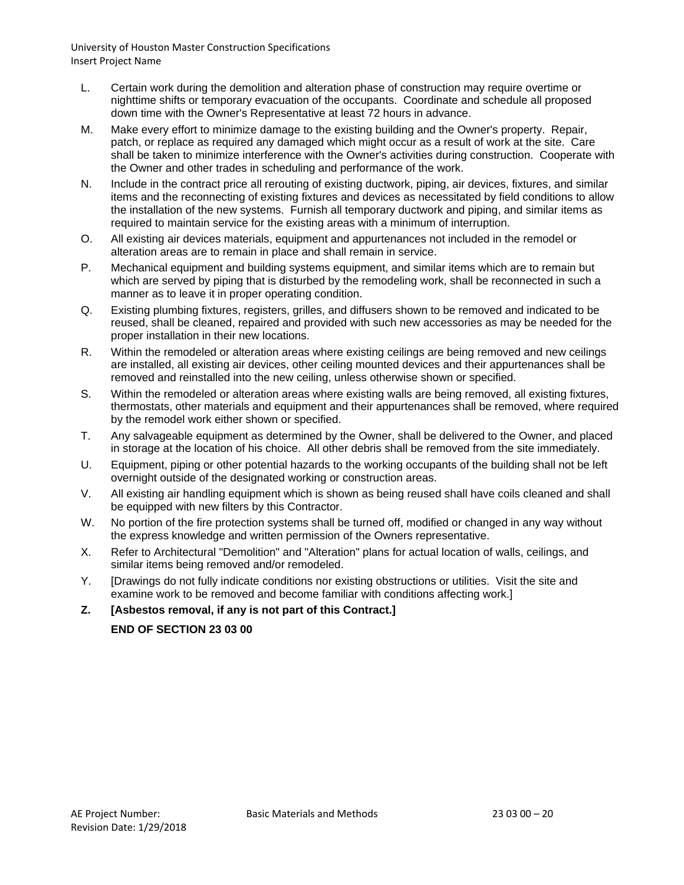L. Certain work during the demolition and alteration phase of construction may require overtime or nighttime shifts or temporary evacuation of the occupants. Coordinate and schedule all proposed down time with the Owner's Representative at least 72 hours in advance.

M. Make every effort to minimize damage to the existing building and the Owner's property. Repair, patch, or replace as required any damaged which might occur as a result of work at the site. Care shall be taken to minimize interference with the Owner's activities during construction. Cooperate with the Owner and other trades in scheduling and performance of the work.

N. Include in the contract price all rerouting of existing ductwork, piping, air devices, fixtures, and similar items and the reconnecting of existing fixtures and devices as necessitated by field conditions to allow the installation of the new systems. Furnish all temporary ductwork and piping, and similar items as required to maintain service for the existing areas with a minimum of interruption.

O. All existing air devices materials, equipment and appurtenances not included in the remodel or alteration areas are to remain in place and shall remain in service.

P. Mechanical equipment and building systems equipment, and similar items which are to remain but which are served by piping that is disturbed by the remodeling work, shall be reconnected in such a manner as to leave it in proper operating condition.

Q. Existing plumbing fixtures, registers, grilles, and diffusers shown to be removed and indicated to be reused, shall be cleaned, repaired and provided with such new accessories as may be needed for the proper installation in their new locations.

R. Within the remodeled or alteration areas where existing ceilings are being removed and new ceilings are installed, all existing air devices, other ceiling mounted devices and their appurtenances shall be removed and reinstalled into the new ceiling, unless otherwise shown or specified.

S. Within the remodeled or alteration areas where existing walls are being removed, all existing fixtures, thermostats, other materials and equipment and their appurtenances shall be removed, where required by the remodel work either shown or specified.

T. Any salvageable equipment as determined by the Owner, shall be delivered to the Owner, and placed in storage at the location of his choice. All other debris shall be removed from the site immediately.

U. Equipment, piping or other potential hazards to the working occupants of the building shall not be left overnight outside of the designated working or construction areas.

V. All existing air handling equipment which is shown as being reused shall have coils cleaned and shall be equipped with new filters by this Contractor.

W. No portion of the fire protection systems shall be turned off, modified or changed in any way without the express knowledge and written permission of the Owners representative.

X. Refer to Architectural "Demolition" and "Alteration" plans for actual location of walls, ceilings, and similar items being removed and/or remodeled.

Y. [Drawings do not fully indicate conditions nor existing obstructions or utilities. Visit the site and examine work to be removed and become familiar with conditions affecting work.]

**Z. [Asbestos removal, if any is not part of this Contract.]**

**END OF SECTION 23 03 00**